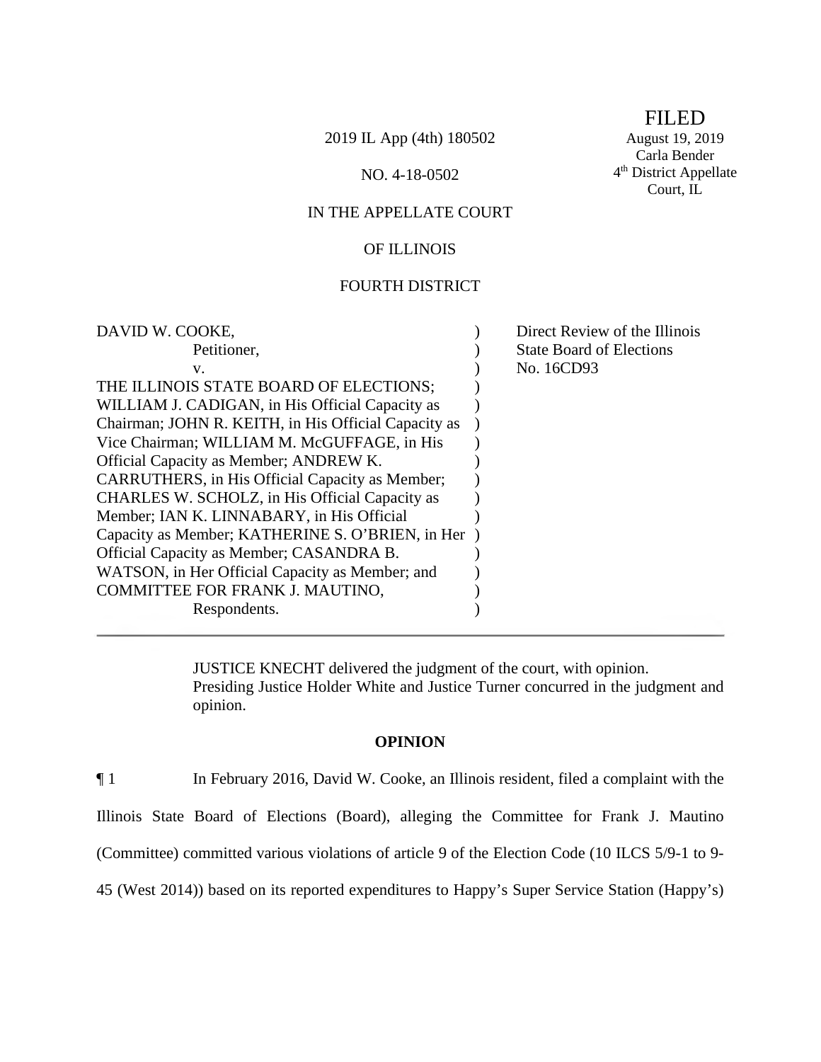FILED
August 19, 2019
Carla Bender
4th District Appellate
Court, IL

2019 IL App (4th) 180502

NO. 4-18-0502

IN THE APPELLATE COURT

OF ILLINOIS

FOURTH DISTRICT

| | | |
|---|---|---|
| DAVID W. COOKE, Petitioner, v. THE ILLINOIS STATE BOARD OF ELECTIONS; WILLIAM J. CADIGAN, in His Official Capacity as Chairman; JOHN R. KEITH, in His Official Capacity as Vice Chairman; WILLIAM M. McGUFFAGE, in His Official Capacity as Member; ANDREW K. CARRUTHERS, in His Official Capacity as Member; CHARLES W. SCHOLZ, in His Official Capacity as Member; IAN K. LINNABARY, in His Official Capacity as Member; KATHERINE S. O'BRIEN, in Her Official Capacity as Member; CASANDRA B. WATSON, in Her Official Capacity as Member; and COMMITTEE FOR FRANK J. MAUTINO, Respondents. | ) | Direct Review of the Illinois State Board of Elections No. 16CD93 |

JUSTICE KNECHT delivered the judgment of the court, with opinion.
Presiding Justice Holder White and Justice Turner concurred in the judgment and opinion.

**OPINION**

¶ 1 In February 2016, David W. Cooke, an Illinois resident, filed a complaint with the Illinois State Board of Elections (Board), alleging the Committee for Frank J. Mautino (Committee) committed various violations of article 9 of the Election Code (10 ILCS 5/9-1 to 9-45 (West 2014)) based on its reported expenditures to Happy's Super Service Station (Happy's)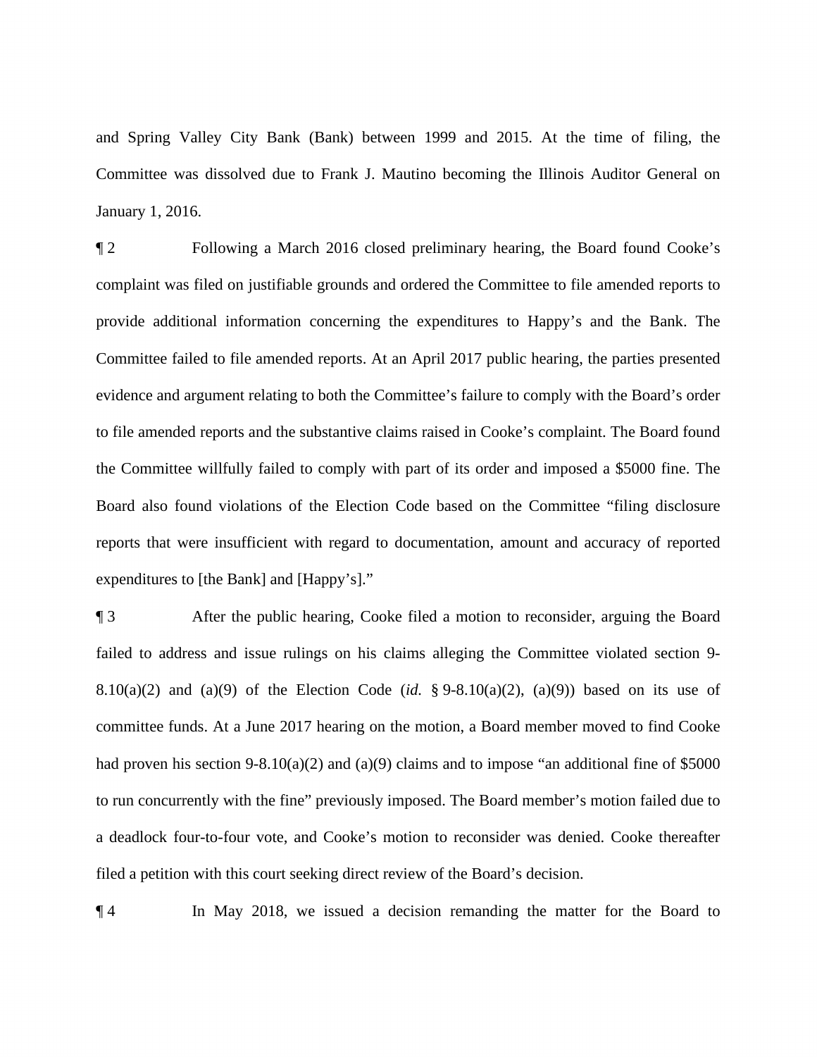and Spring Valley City Bank (Bank) between 1999 and 2015. At the time of filing, the Committee was dissolved due to Frank J. Mautino becoming the Illinois Auditor General on January 1, 2016.

¶ 2 Following a March 2016 closed preliminary hearing, the Board found Cooke's complaint was filed on justifiable grounds and ordered the Committee to file amended reports to provide additional information concerning the expenditures to Happy's and the Bank. The Committee failed to file amended reports. At an April 2017 public hearing, the parties presented evidence and argument relating to both the Committee's failure to comply with the Board's order to file amended reports and the substantive claims raised in Cooke's complaint. The Board found the Committee willfully failed to comply with part of its order and imposed a $5000 fine. The Board also found violations of the Election Code based on the Committee "filing disclosure reports that were insufficient with regard to documentation, amount and accuracy of reported expenditures to [the Bank] and [Happy's]."

¶ 3 After the public hearing, Cooke filed a motion to reconsider, arguing the Board failed to address and issue rulings on his claims alleging the Committee violated section 9-8.10(a)(2) and (a)(9) of the Election Code (*id.* § 9-8.10(a)(2), (a)(9)) based on its use of committee funds. At a June 2017 hearing on the motion, a Board member moved to find Cooke had proven his section 9-8.10(a)(2) and (a)(9) claims and to impose "an additional fine of $5000 to run concurrently with the fine" previously imposed. The Board member's motion failed due to a deadlock four-to-four vote, and Cooke's motion to reconsider was denied. Cooke thereafter filed a petition with this court seeking direct review of the Board's decision.

¶ 4 In May 2018, we issued a decision remanding the matter for the Board to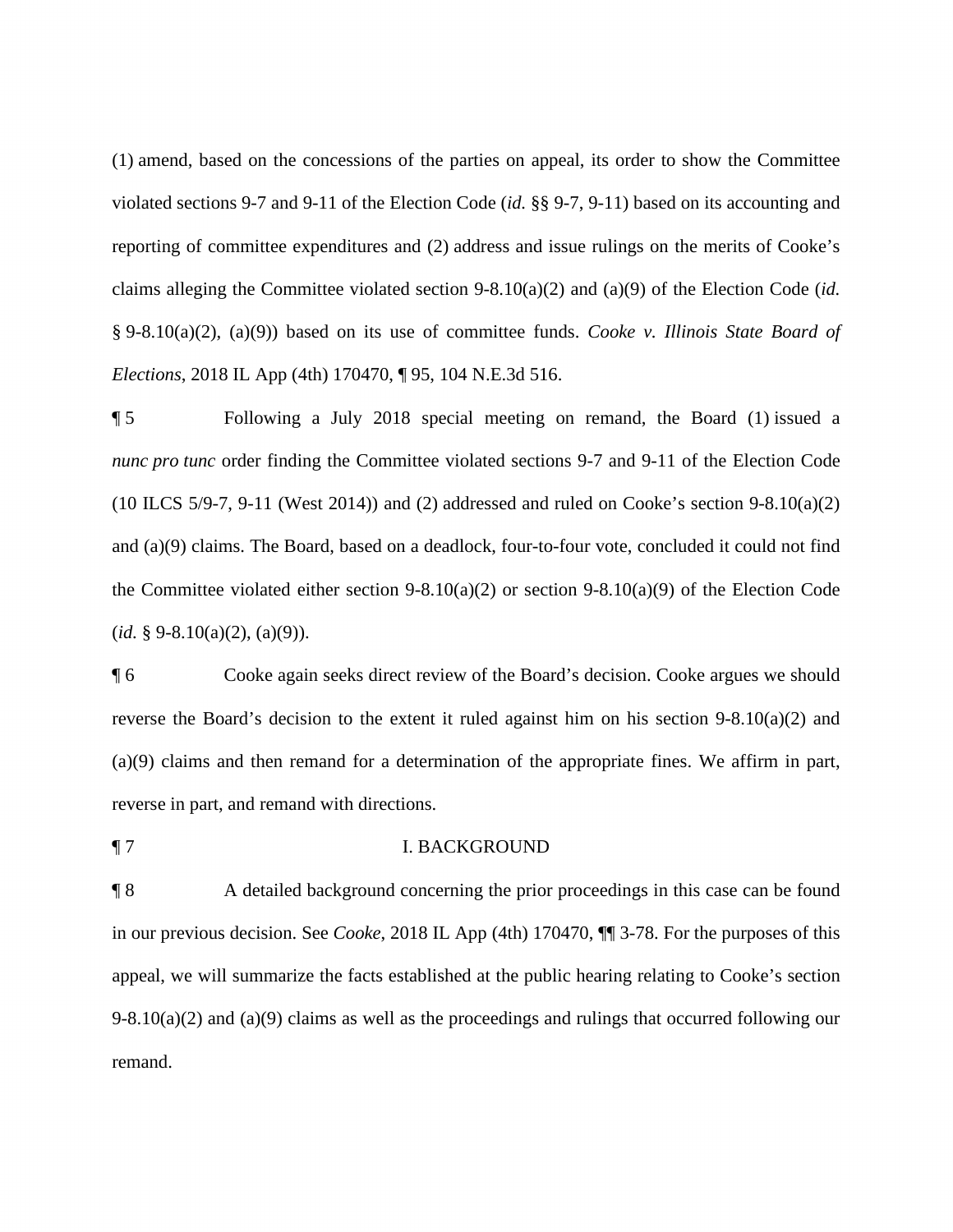(1) amend, based on the concessions of the parties on appeal, its order to show the Committee violated sections 9-7 and 9-11 of the Election Code (*id.* §§ 9-7, 9-11) based on its accounting and reporting of committee expenditures and (2) address and issue rulings on the merits of Cooke's claims alleging the Committee violated section 9-8.10(a)(2) and (a)(9) of the Election Code (*id.* § 9-8.10(a)(2), (a)(9)) based on its use of committee funds. *Cooke v. Illinois State Board of Elections*, 2018 IL App (4th) 170470, ¶ 95, 104 N.E.3d 516.

¶ 5 Following a July 2018 special meeting on remand, the Board (1) issued a *nunc pro tunc* order finding the Committee violated sections 9-7 and 9-11 of the Election Code (10 ILCS 5/9-7, 9-11 (West 2014)) and (2) addressed and ruled on Cooke's section 9-8.10(a)(2) and (a)(9) claims. The Board, based on a deadlock, four-to-four vote, concluded it could not find the Committee violated either section 9-8.10(a)(2) or section 9-8.10(a)(9) of the Election Code (*id.* § 9-8.10(a)(2), (a)(9)).

¶ 6 Cooke again seeks direct review of the Board's decision. Cooke argues we should reverse the Board's decision to the extent it ruled against him on his section 9-8.10(a)(2) and (a)(9) claims and then remand for a determination of the appropriate fines. We affirm in part, reverse in part, and remand with directions.

## ¶ 7 I. BACKGROUND

¶ 8 A detailed background concerning the prior proceedings in this case can be found in our previous decision. See *Cooke*, 2018 IL App (4th) 170470, ¶¶ 3-78. For the purposes of this appeal, we will summarize the facts established at the public hearing relating to Cooke's section 9-8.10(a)(2) and (a)(9) claims as well as the proceedings and rulings that occurred following our remand.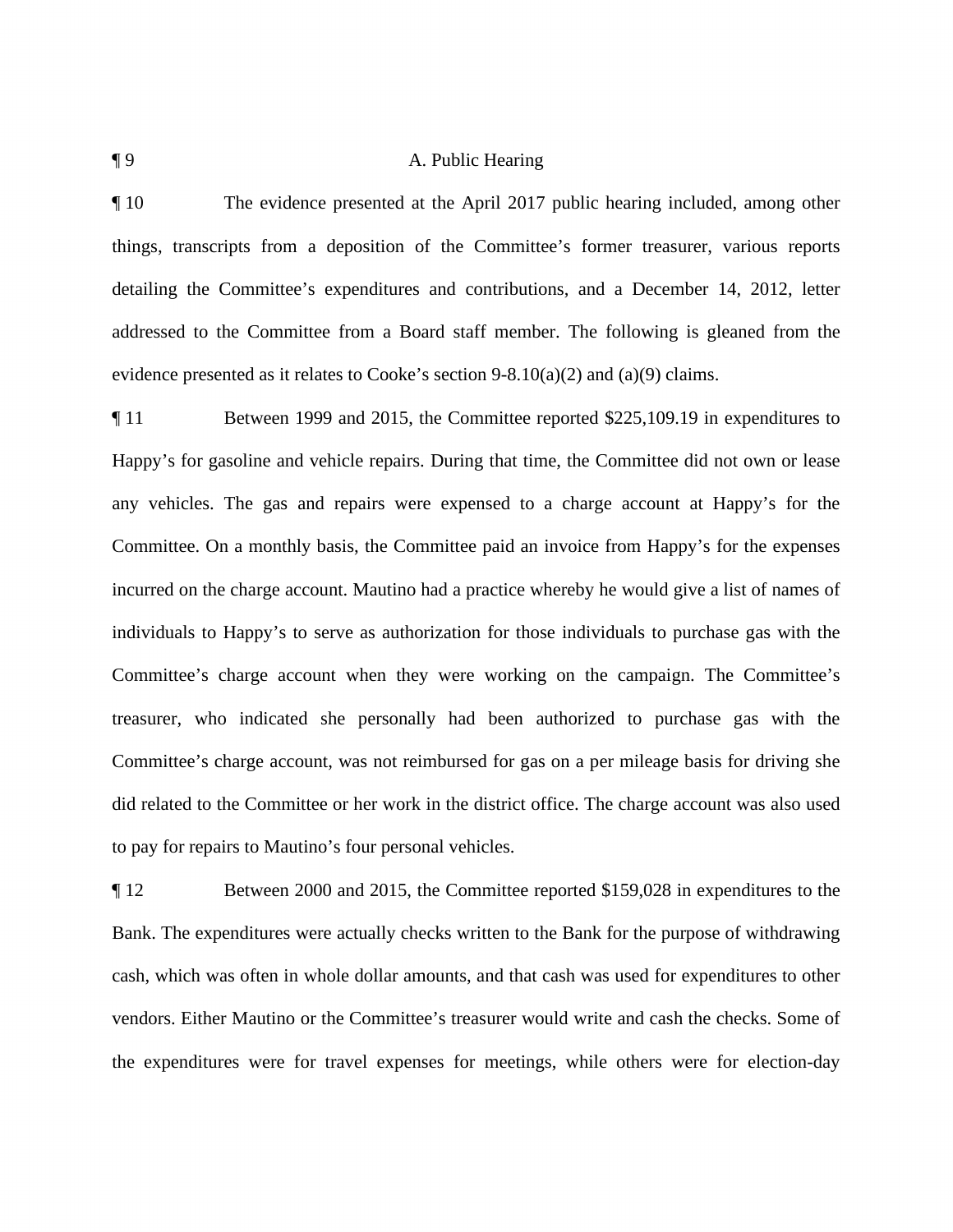¶ 9 A. Public Hearing

¶ 10 The evidence presented at the April 2017 public hearing included, among other things, transcripts from a deposition of the Committee's former treasurer, various reports detailing the Committee's expenditures and contributions, and a December 14, 2012, letter addressed to the Committee from a Board staff member. The following is gleaned from the evidence presented as it relates to Cooke's section 9-8.10(a)(2) and (a)(9) claims.

¶ 11 Between 1999 and 2015, the Committee reported $225,109.19 in expenditures to Happy's for gasoline and vehicle repairs. During that time, the Committee did not own or lease any vehicles. The gas and repairs were expensed to a charge account at Happy's for the Committee. On a monthly basis, the Committee paid an invoice from Happy's for the expenses incurred on the charge account. Mautino had a practice whereby he would give a list of names of individuals to Happy's to serve as authorization for those individuals to purchase gas with the Committee's charge account when they were working on the campaign. The Committee's treasurer, who indicated she personally had been authorized to purchase gas with the Committee's charge account, was not reimbursed for gas on a per mileage basis for driving she did related to the Committee or her work in the district office. The charge account was also used to pay for repairs to Mautino's four personal vehicles.

¶ 12 Between 2000 and 2015, the Committee reported $159,028 in expenditures to the Bank. The expenditures were actually checks written to the Bank for the purpose of withdrawing cash, which was often in whole dollar amounts, and that cash was used for expenditures to other vendors. Either Mautino or the Committee's treasurer would write and cash the checks. Some of the expenditures were for travel expenses for meetings, while others were for election-day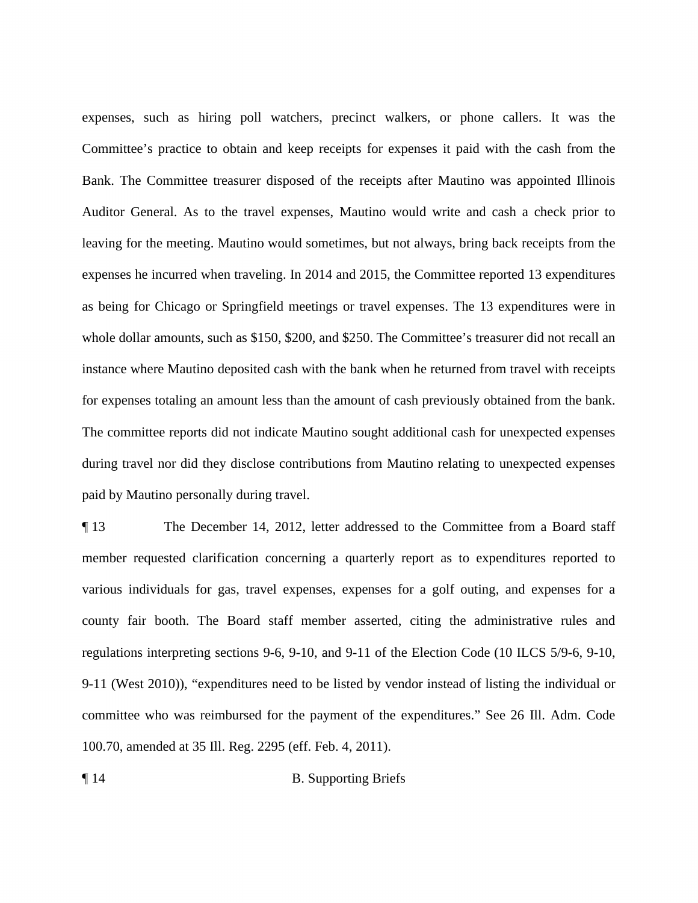expenses, such as hiring poll watchers, precinct walkers, or phone callers. It was the Committee's practice to obtain and keep receipts for expenses it paid with the cash from the Bank. The Committee treasurer disposed of the receipts after Mautino was appointed Illinois Auditor General. As to the travel expenses, Mautino would write and cash a check prior to leaving for the meeting. Mautino would sometimes, but not always, bring back receipts from the expenses he incurred when traveling. In 2014 and 2015, the Committee reported 13 expenditures as being for Chicago or Springfield meetings or travel expenses. The 13 expenditures were in whole dollar amounts, such as $150, $200, and $250. The Committee's treasurer did not recall an instance where Mautino deposited cash with the bank when he returned from travel with receipts for expenses totaling an amount less than the amount of cash previously obtained from the bank. The committee reports did not indicate Mautino sought additional cash for unexpected expenses during travel nor did they disclose contributions from Mautino relating to unexpected expenses paid by Mautino personally during travel.

¶ 13 The December 14, 2012, letter addressed to the Committee from a Board staff member requested clarification concerning a quarterly report as to expenditures reported to various individuals for gas, travel expenses, expenses for a golf outing, and expenses for a county fair booth. The Board staff member asserted, citing the administrative rules and regulations interpreting sections 9-6, 9-10, and 9-11 of the Election Code (10 ILCS 5/9-6, 9-10, 9-11 (West 2010)), "expenditures need to be listed by vendor instead of listing the individual or committee who was reimbursed for the payment of the expenditures." See 26 Ill. Adm. Code 100.70, amended at 35 Ill. Reg. 2295 (eff. Feb. 4, 2011).

¶ 14 B. Supporting Briefs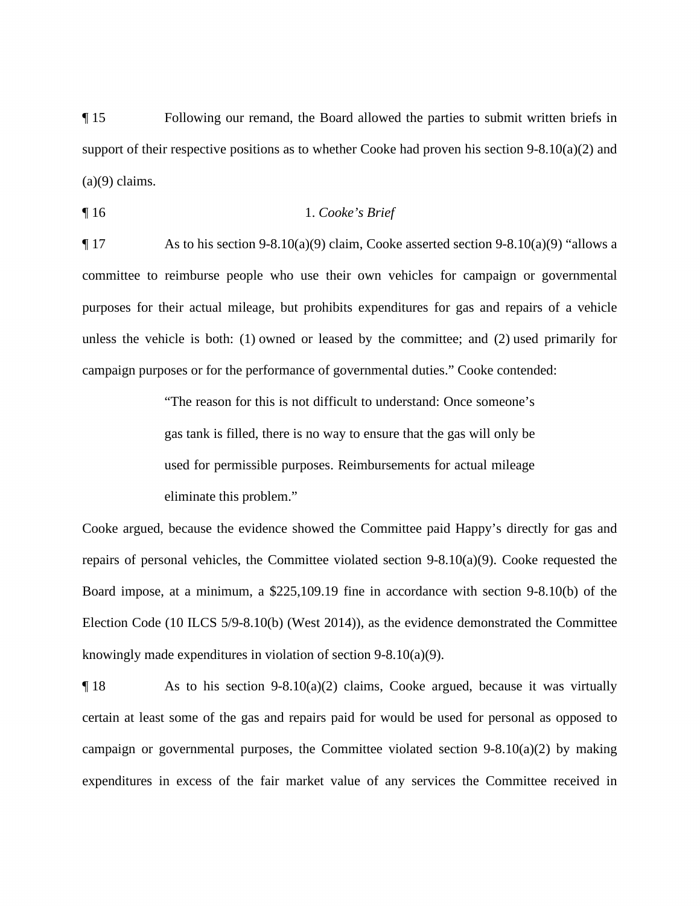¶ 15 Following our remand, the Board allowed the parties to submit written briefs in support of their respective positions as to whether Cooke had proven his section 9-8.10(a)(2) and (a)(9) claims.

¶ 16 1. *Cooke's Brief*

¶ 17 As to his section 9-8.10(a)(9) claim, Cooke asserted section 9-8.10(a)(9) "allows a committee to reimburse people who use their own vehicles for campaign or governmental purposes for their actual mileage, but prohibits expenditures for gas and repairs of a vehicle unless the vehicle is both: (1) owned or leased by the committee; and (2) used primarily for campaign purposes or for the performance of governmental duties." Cooke contended:

> "The reason for this is not difficult to understand: Once someone's gas tank is filled, there is no way to ensure that the gas will only be used for permissible purposes. Reimbursements for actual mileage eliminate this problem."

Cooke argued, because the evidence showed the Committee paid Happy's directly for gas and repairs of personal vehicles, the Committee violated section 9-8.10(a)(9). Cooke requested the Board impose, at a minimum, a $225,109.19 fine in accordance with section 9-8.10(b) of the Election Code (10 ILCS 5/9-8.10(b) (West 2014)), as the evidence demonstrated the Committee knowingly made expenditures in violation of section 9-8.10(a)(9).

¶ 18 As to his section 9-8.10(a)(2) claims, Cooke argued, because it was virtually certain at least some of the gas and repairs paid for would be used for personal as opposed to campaign or governmental purposes, the Committee violated section 9-8.10(a)(2) by making expenditures in excess of the fair market value of any services the Committee received in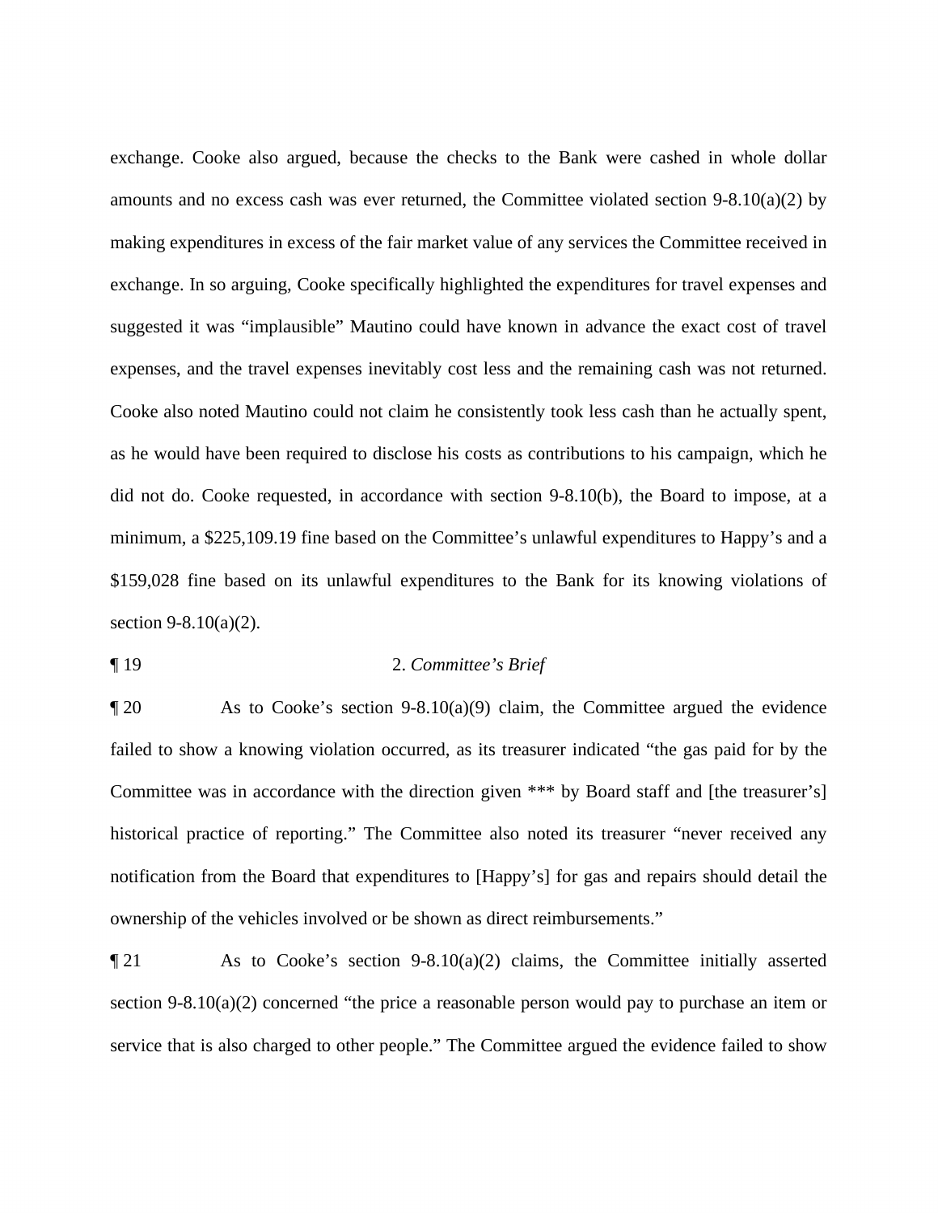exchange. Cooke also argued, because the checks to the Bank were cashed in whole dollar amounts and no excess cash was ever returned, the Committee violated section 9-8.10(a)(2) by making expenditures in excess of the fair market value of any services the Committee received in exchange. In so arguing, Cooke specifically highlighted the expenditures for travel expenses and suggested it was "implausible" Mautino could have known in advance the exact cost of travel expenses, and the travel expenses inevitably cost less and the remaining cash was not returned. Cooke also noted Mautino could not claim he consistently took less cash than he actually spent, as he would have been required to disclose his costs as contributions to his campaign, which he did not do. Cooke requested, in accordance with section 9-8.10(b), the Board to impose, at a minimum, a $225,109.19 fine based on the Committee's unlawful expenditures to Happy's and a $159,028 fine based on its unlawful expenditures to the Bank for its knowing violations of section 9-8.10(a)(2).

¶ 19 2. *Committee's Brief*

¶ 20 As to Cooke's section 9-8.10(a)(9) claim, the Committee argued the evidence failed to show a knowing violation occurred, as its treasurer indicated "the gas paid for by the Committee was in accordance with the direction given *** by Board staff and [the treasurer's] historical practice of reporting." The Committee also noted its treasurer "never received any notification from the Board that expenditures to [Happy's] for gas and repairs should detail the ownership of the vehicles involved or be shown as direct reimbursements."

¶ 21 As to Cooke's section 9-8.10(a)(2) claims, the Committee initially asserted section 9-8.10(a)(2) concerned "the price a reasonable person would pay to purchase an item or service that is also charged to other people." The Committee argued the evidence failed to show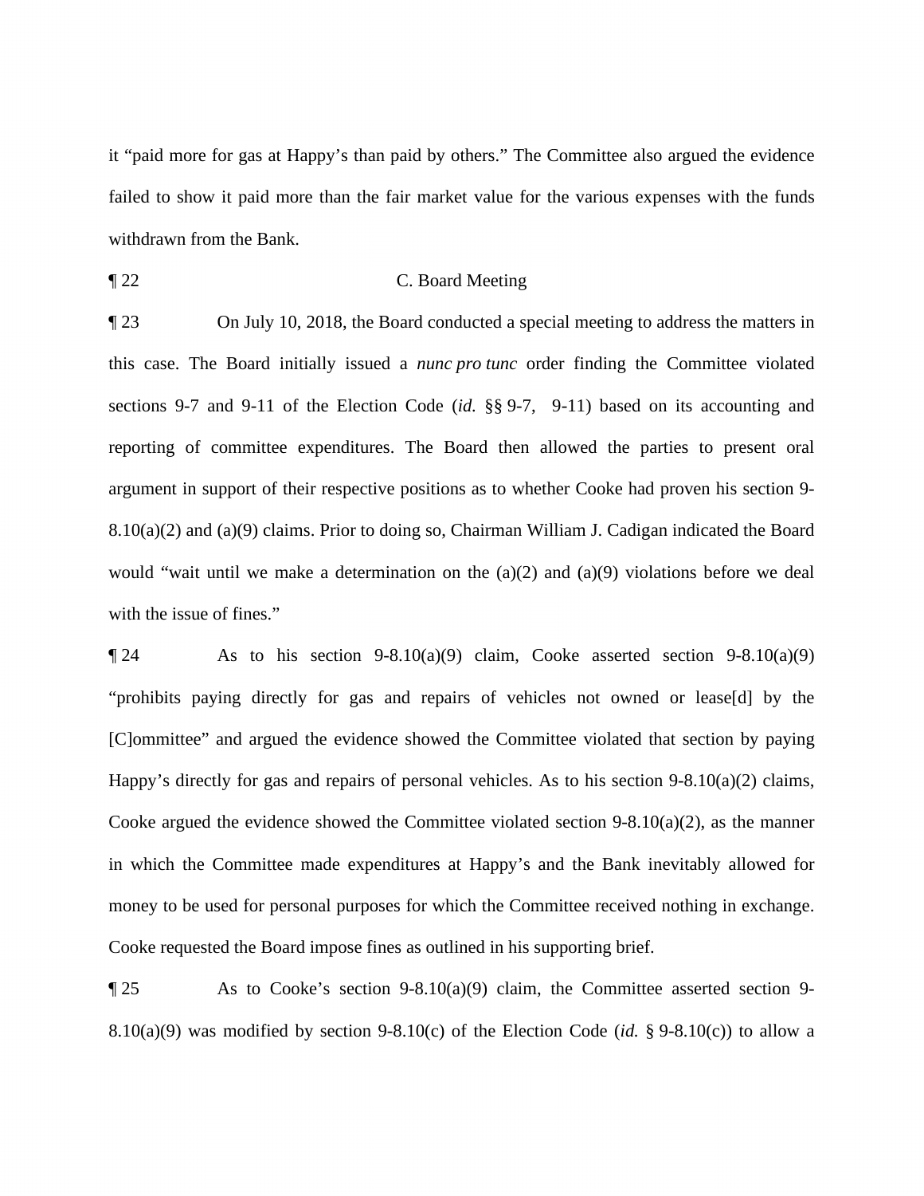it "paid more for gas at Happy's than paid by others." The Committee also argued the evidence failed to show it paid more than the fair market value for the various expenses with the funds withdrawn from the Bank.

¶ 22 C. Board Meeting

¶ 23 On July 10, 2018, the Board conducted a special meeting to address the matters in this case. The Board initially issued a *nunc pro tunc* order finding the Committee violated sections 9-7 and 9-11 of the Election Code (*id.* §§ 9-7, 9-11) based on its accounting and reporting of committee expenditures. The Board then allowed the parties to present oral argument in support of their respective positions as to whether Cooke had proven his section 9-8.10(a)(2) and (a)(9) claims. Prior to doing so, Chairman William J. Cadigan indicated the Board would "wait until we make a determination on the (a)(2) and (a)(9) violations before we deal with the issue of fines."

¶ 24 As to his section 9-8.10(a)(9) claim, Cooke asserted section 9-8.10(a)(9) "prohibits paying directly for gas and repairs of vehicles not owned or lease[d] by the [C]ommittee" and argued the evidence showed the Committee violated that section by paying Happy's directly for gas and repairs of personal vehicles. As to his section 9-8.10(a)(2) claims, Cooke argued the evidence showed the Committee violated section 9-8.10(a)(2), as the manner in which the Committee made expenditures at Happy's and the Bank inevitably allowed for money to be used for personal purposes for which the Committee received nothing in exchange. Cooke requested the Board impose fines as outlined in his supporting brief.

¶ 25 As to Cooke's section 9-8.10(a)(9) claim, the Committee asserted section 9-8.10(a)(9) was modified by section 9-8.10(c) of the Election Code (*id.* § 9-8.10(c)) to allow a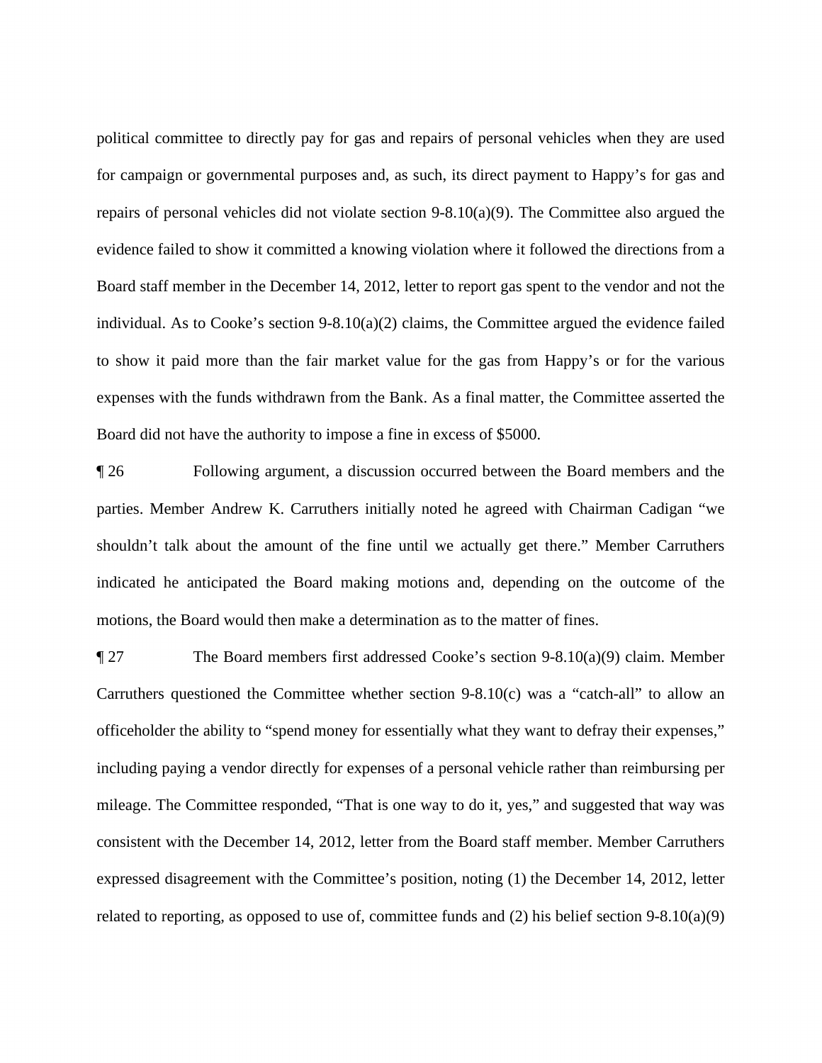political committee to directly pay for gas and repairs of personal vehicles when they are used for campaign or governmental purposes and, as such, its direct payment to Happy's for gas and repairs of personal vehicles did not violate section 9-8.10(a)(9). The Committee also argued the evidence failed to show it committed a knowing violation where it followed the directions from a Board staff member in the December 14, 2012, letter to report gas spent to the vendor and not the individual. As to Cooke's section 9-8.10(a)(2) claims, the Committee argued the evidence failed to show it paid more than the fair market value for the gas from Happy's or for the various expenses with the funds withdrawn from the Bank. As a final matter, the Committee asserted the Board did not have the authority to impose a fine in excess of $5000.

¶ 26 Following argument, a discussion occurred between the Board members and the parties. Member Andrew K. Carruthers initially noted he agreed with Chairman Cadigan "we shouldn't talk about the amount of the fine until we actually get there." Member Carruthers indicated he anticipated the Board making motions and, depending on the outcome of the motions, the Board would then make a determination as to the matter of fines.

¶ 27 The Board members first addressed Cooke's section 9-8.10(a)(9) claim. Member Carruthers questioned the Committee whether section 9-8.10(c) was a "catch-all" to allow an officeholder the ability to "spend money for essentially what they want to defray their expenses," including paying a vendor directly for expenses of a personal vehicle rather than reimbursing per mileage. The Committee responded, "That is one way to do it, yes," and suggested that way was consistent with the December 14, 2012, letter from the Board staff member. Member Carruthers expressed disagreement with the Committee's position, noting (1) the December 14, 2012, letter related to reporting, as opposed to use of, committee funds and (2) his belief section 9-8.10(a)(9)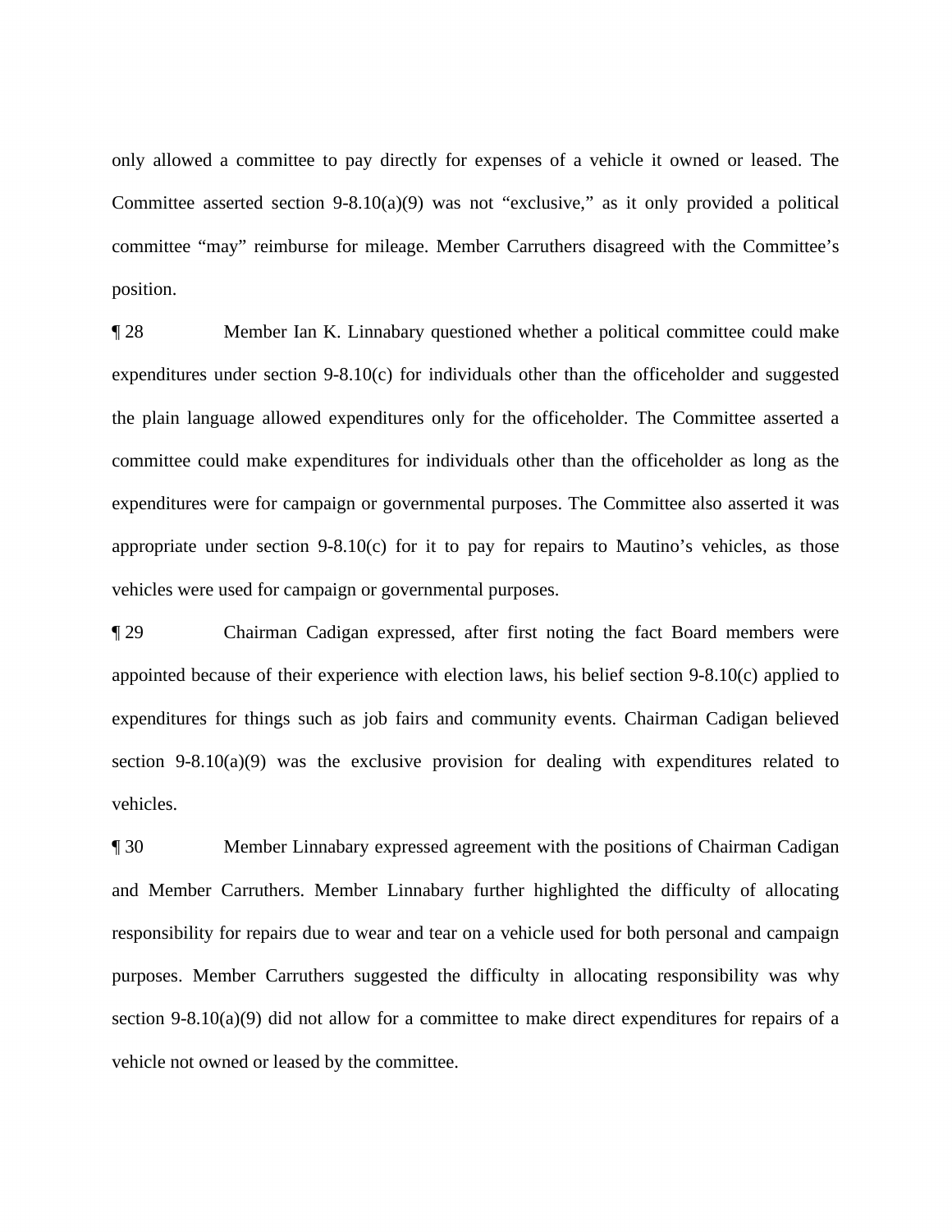only allowed a committee to pay directly for expenses of a vehicle it owned or leased. The Committee asserted section 9-8.10(a)(9) was not "exclusive," as it only provided a political committee "may" reimburse for mileage. Member Carruthers disagreed with the Committee's position.

¶ 28 Member Ian K. Linnabary questioned whether a political committee could make expenditures under section 9-8.10(c) for individuals other than the officeholder and suggested the plain language allowed expenditures only for the officeholder. The Committee asserted a committee could make expenditures for individuals other than the officeholder as long as the expenditures were for campaign or governmental purposes. The Committee also asserted it was appropriate under section 9-8.10(c) for it to pay for repairs to Mautino's vehicles, as those vehicles were used for campaign or governmental purposes.

¶ 29 Chairman Cadigan expressed, after first noting the fact Board members were appointed because of their experience with election laws, his belief section 9-8.10(c) applied to expenditures for things such as job fairs and community events. Chairman Cadigan believed section 9-8.10(a)(9) was the exclusive provision for dealing with expenditures related to vehicles.

¶ 30 Member Linnabary expressed agreement with the positions of Chairman Cadigan and Member Carruthers. Member Linnabary further highlighted the difficulty of allocating responsibility for repairs due to wear and tear on a vehicle used for both personal and campaign purposes. Member Carruthers suggested the difficulty in allocating responsibility was why section 9-8.10(a)(9) did not allow for a committee to make direct expenditures for repairs of a vehicle not owned or leased by the committee.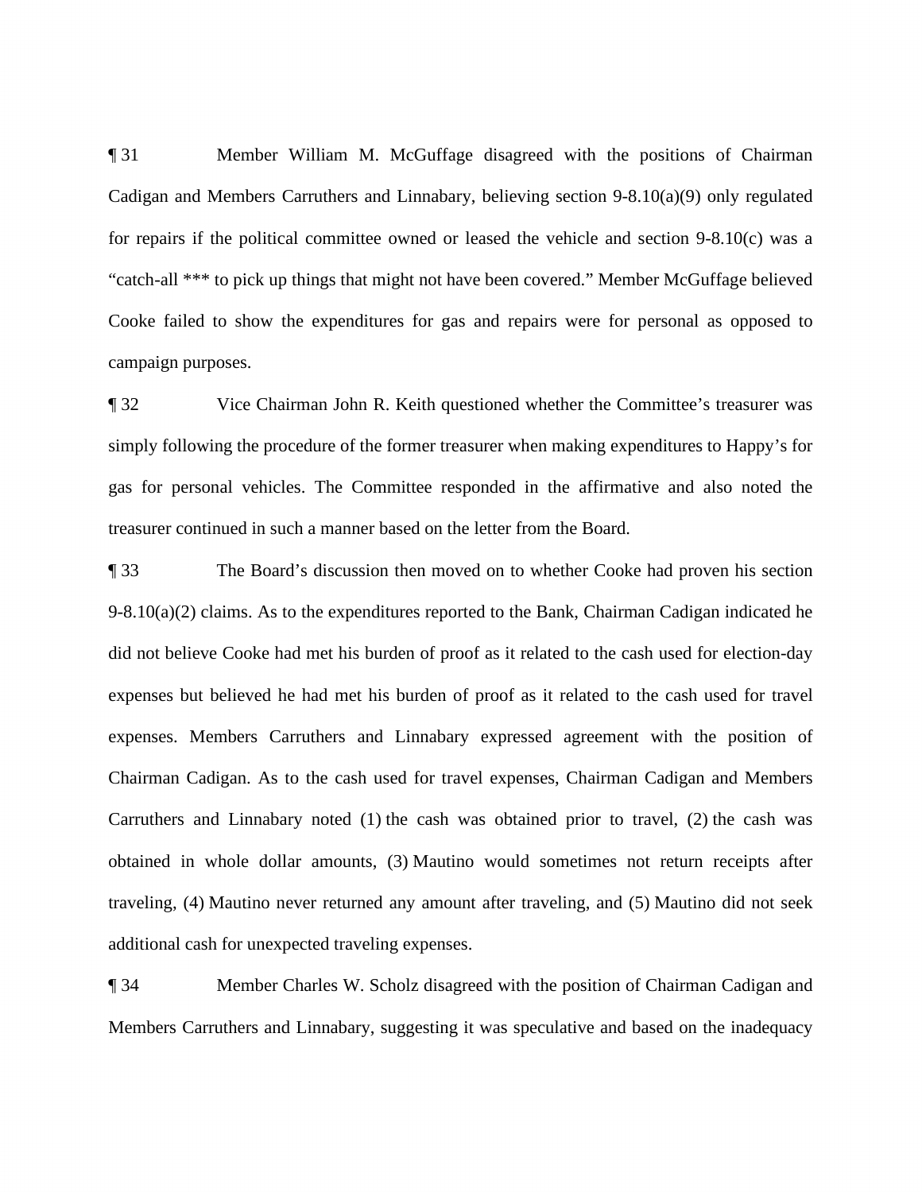¶ 31 Member William M. McGuffage disagreed with the positions of Chairman Cadigan and Members Carruthers and Linnabary, believing section 9-8.10(a)(9) only regulated for repairs if the political committee owned or leased the vehicle and section 9-8.10(c) was a "catch-all *** to pick up things that might not have been covered." Member McGuffage believed Cooke failed to show the expenditures for gas and repairs were for personal as opposed to campaign purposes.

¶ 32 Vice Chairman John R. Keith questioned whether the Committee's treasurer was simply following the procedure of the former treasurer when making expenditures to Happy's for gas for personal vehicles. The Committee responded in the affirmative and also noted the treasurer continued in such a manner based on the letter from the Board.

¶ 33 The Board's discussion then moved on to whether Cooke had proven his section 9-8.10(a)(2) claims. As to the expenditures reported to the Bank, Chairman Cadigan indicated he did not believe Cooke had met his burden of proof as it related to the cash used for election-day expenses but believed he had met his burden of proof as it related to the cash used for travel expenses. Members Carruthers and Linnabary expressed agreement with the position of Chairman Cadigan. As to the cash used for travel expenses, Chairman Cadigan and Members Carruthers and Linnabary noted (1) the cash was obtained prior to travel, (2) the cash was obtained in whole dollar amounts, (3) Mautino would sometimes not return receipts after traveling, (4) Mautino never returned any amount after traveling, and (5) Mautino did not seek additional cash for unexpected traveling expenses.

¶ 34 Member Charles W. Scholz disagreed with the position of Chairman Cadigan and Members Carruthers and Linnabary, suggesting it was speculative and based on the inadequacy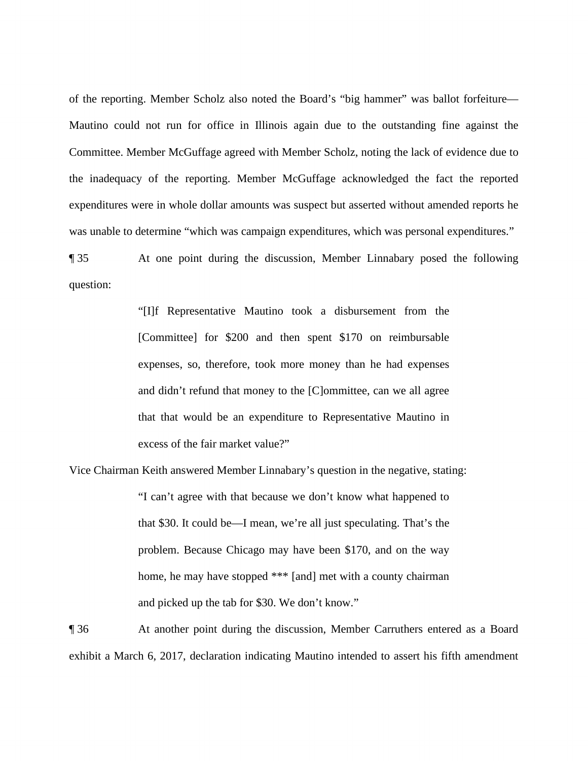of the reporting. Member Scholz also noted the Board's "big hammer" was ballot forfeiture—Mautino could not run for office in Illinois again due to the outstanding fine against the Committee. Member McGuffage agreed with Member Scholz, noting the lack of evidence due to the inadequacy of the reporting. Member McGuffage acknowledged the fact the reported expenditures were in whole dollar amounts was suspect but asserted without amended reports he was unable to determine "which was campaign expenditures, which was personal expenditures."

¶ 35 At one point during the discussion, Member Linnabary posed the following question:

> "[I]f Representative Mautino took a disbursement from the [Committee] for $200 and then spent $170 on reimbursable expenses, so, therefore, took more money than he had expenses and didn't refund that money to the [C]ommittee, can we all agree that that would be an expenditure to Representative Mautino in excess of the fair market value?"

Vice Chairman Keith answered Member Linnabary's question in the negative, stating:

> "I can't agree with that because we don't know what happened to that $30. It could be—I mean, we're all just speculating. That's the problem. Because Chicago may have been $170, and on the way home, he may have stopped *** [and] met with a county chairman and picked up the tab for $30. We don't know."

¶ 36 At another point during the discussion, Member Carruthers entered as a Board exhibit a March 6, 2017, declaration indicating Mautino intended to assert his fifth amendment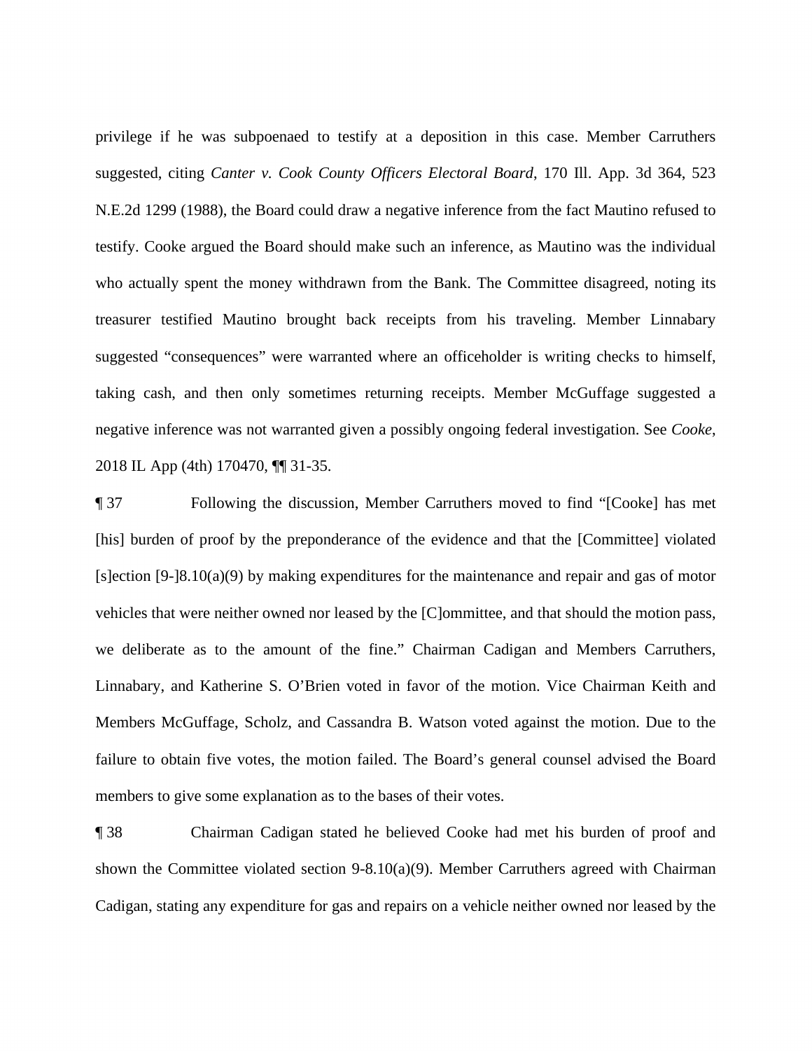privilege if he was subpoenaed to testify at a deposition in this case. Member Carruthers suggested, citing *Canter v. Cook County Officers Electoral Board*, 170 Ill. App. 3d 364, 523 N.E.2d 1299 (1988), the Board could draw a negative inference from the fact Mautino refused to testify. Cooke argued the Board should make such an inference, as Mautino was the individual who actually spent the money withdrawn from the Bank. The Committee disagreed, noting its treasurer testified Mautino brought back receipts from his traveling. Member Linnabary suggested "consequences" were warranted where an officeholder is writing checks to himself, taking cash, and then only sometimes returning receipts. Member McGuffage suggested a negative inference was not warranted given a possibly ongoing federal investigation. See *Cooke*, 2018 IL App (4th) 170470, ¶¶ 31-35.

¶ 37 Following the discussion, Member Carruthers moved to find "[Cooke] has met [his] burden of proof by the preponderance of the evidence and that the [Committee] violated [s]ection [9-]8.10(a)(9) by making expenditures for the maintenance and repair and gas of motor vehicles that were neither owned nor leased by the [C]ommittee, and that should the motion pass, we deliberate as to the amount of the fine." Chairman Cadigan and Members Carruthers, Linnabary, and Katherine S. O'Brien voted in favor of the motion. Vice Chairman Keith and Members McGuffage, Scholz, and Cassandra B. Watson voted against the motion. Due to the failure to obtain five votes, the motion failed. The Board's general counsel advised the Board members to give some explanation as to the bases of their votes.

¶ 38 Chairman Cadigan stated he believed Cooke had met his burden of proof and shown the Committee violated section 9-8.10(a)(9). Member Carruthers agreed with Chairman Cadigan, stating any expenditure for gas and repairs on a vehicle neither owned nor leased by the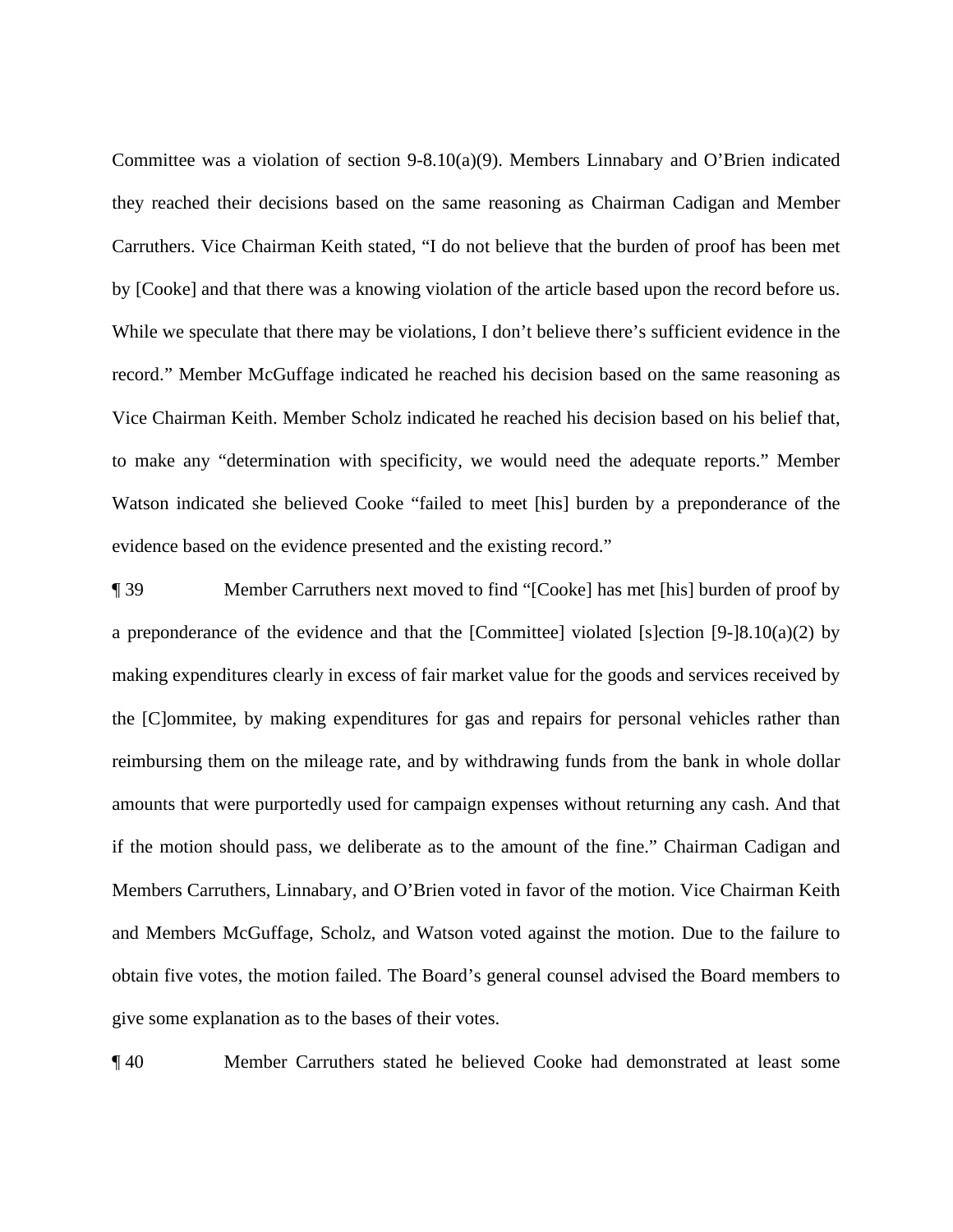Committee was a violation of section 9-8.10(a)(9). Members Linnabary and O'Brien indicated they reached their decisions based on the same reasoning as Chairman Cadigan and Member Carruthers. Vice Chairman Keith stated, "I do not believe that the burden of proof has been met by [Cooke] and that there was a knowing violation of the article based upon the record before us. While we speculate that there may be violations, I don't believe there's sufficient evidence in the record." Member McGuffage indicated he reached his decision based on the same reasoning as Vice Chairman Keith. Member Scholz indicated he reached his decision based on his belief that, to make any "determination with specificity, we would need the adequate reports." Member Watson indicated she believed Cooke "failed to meet [his] burden by a preponderance of the evidence based on the evidence presented and the existing record."

¶ 39 Member Carruthers next moved to find "[Cooke] has met [his] burden of proof by a preponderance of the evidence and that the [Committee] violated [s]ection [9-]8.10(a)(2) by making expenditures clearly in excess of fair market value for the goods and services received by the [C]ommitee, by making expenditures for gas and repairs for personal vehicles rather than reimbursing them on the mileage rate, and by withdrawing funds from the bank in whole dollar amounts that were purportedly used for campaign expenses without returning any cash. And that if the motion should pass, we deliberate as to the amount of the fine." Chairman Cadigan and Members Carruthers, Linnabary, and O'Brien voted in favor of the motion. Vice Chairman Keith and Members McGuffage, Scholz, and Watson voted against the motion. Due to the failure to obtain five votes, the motion failed. The Board's general counsel advised the Board members to give some explanation as to the bases of their votes.

¶ 40 Member Carruthers stated he believed Cooke had demonstrated at least some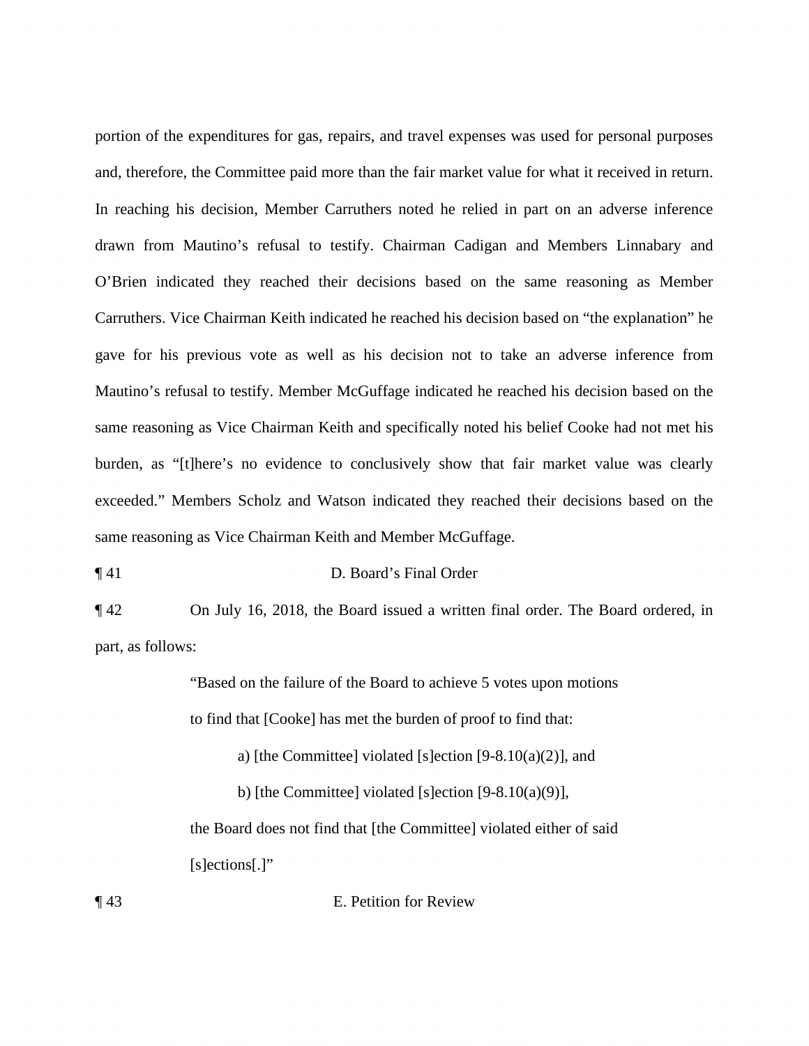portion of the expenditures for gas, repairs, and travel expenses was used for personal purposes and, therefore, the Committee paid more than the fair market value for what it received in return. In reaching his decision, Member Carruthers noted he relied in part on an adverse inference drawn from Mautino's refusal to testify. Chairman Cadigan and Members Linnabary and O'Brien indicated they reached their decisions based on the same reasoning as Member Carruthers. Vice Chairman Keith indicated he reached his decision based on "the explanation" he gave for his previous vote as well as his decision not to take an adverse inference from Mautino's refusal to testify. Member McGuffage indicated he reached his decision based on the same reasoning as Vice Chairman Keith and specifically noted his belief Cooke had not met his burden, as "[t]here's no evidence to conclusively show that fair market value was clearly exceeded." Members Scholz and Watson indicated they reached their decisions based on the same reasoning as Vice Chairman Keith and Member McGuffage.

¶ 41 D. Board's Final Order

¶ 42 On July 16, 2018, the Board issued a written final order. The Board ordered, in part, as follows:

> "Based on the failure of the Board to achieve 5 votes upon motions to find that [Cooke] has met the burden of proof to find that:
>
> a) [the Committee] violated [s]ection [9-8.10(a)(2)], and
>
> b) [the Committee] violated [s]ection [9-8.10(a)(9)],
>
> the Board does not find that [the Committee] violated either of said [s]ections[.]"

¶ 43 E. Petition for Review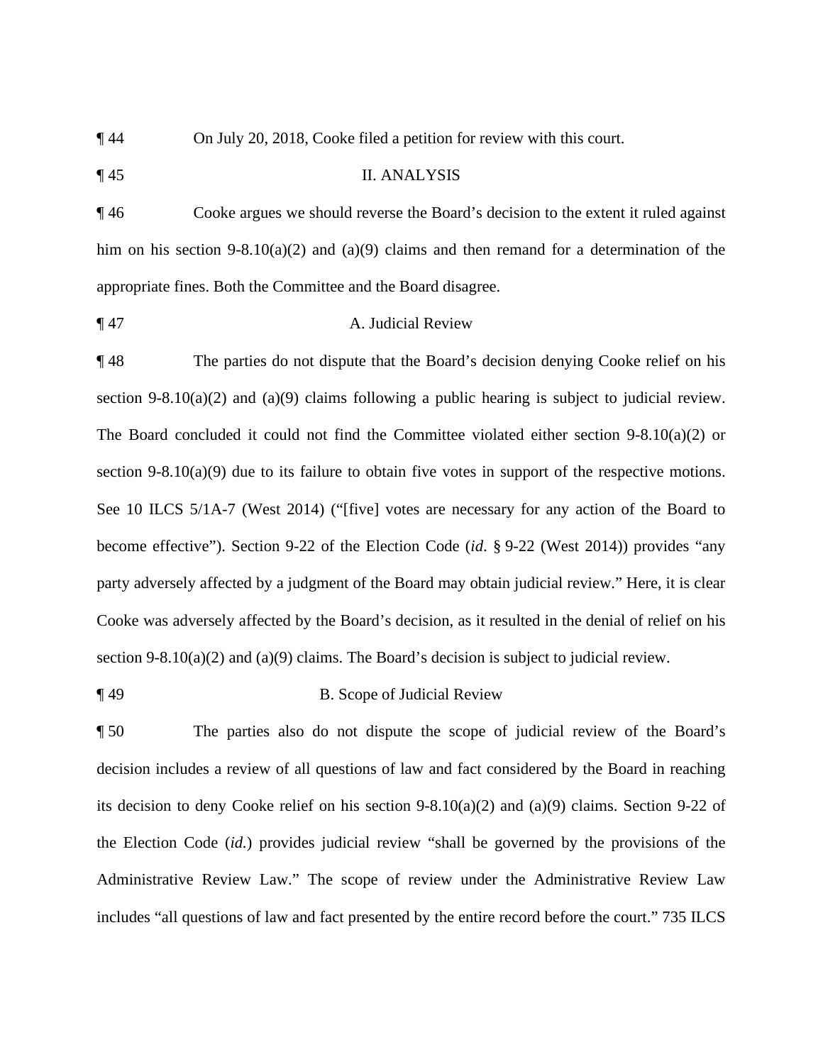¶ 44 On July 20, 2018, Cooke filed a petition for review with this court.

¶ 45 II. ANALYSIS

¶ 46 Cooke argues we should reverse the Board's decision to the extent it ruled against him on his section 9-8.10(a)(2) and (a)(9) claims and then remand for a determination of the appropriate fines. Both the Committee and the Board disagree.

¶ 47 A. Judicial Review

¶ 48 The parties do not dispute that the Board's decision denying Cooke relief on his section 9-8.10(a)(2) and (a)(9) claims following a public hearing is subject to judicial review. The Board concluded it could not find the Committee violated either section 9-8.10(a)(2) or section 9-8.10(a)(9) due to its failure to obtain five votes in support of the respective motions. See 10 ILCS 5/1A-7 (West 2014) ("[five] votes are necessary for any action of the Board to become effective"). Section 9-22 of the Election Code (*id.* § 9-22 (West 2014)) provides "any party adversely affected by a judgment of the Board may obtain judicial review." Here, it is clear Cooke was adversely affected by the Board's decision, as it resulted in the denial of relief on his section 9-8.10(a)(2) and (a)(9) claims. The Board's decision is subject to judicial review.

¶ 49 B. Scope of Judicial Review

¶ 50 The parties also do not dispute the scope of judicial review of the Board's decision includes a review of all questions of law and fact considered by the Board in reaching its decision to deny Cooke relief on his section 9-8.10(a)(2) and (a)(9) claims. Section 9-22 of the Election Code (*id.*) provides judicial review "shall be governed by the provisions of the Administrative Review Law." The scope of review under the Administrative Review Law includes "all questions of law and fact presented by the entire record before the court." 735 ILCS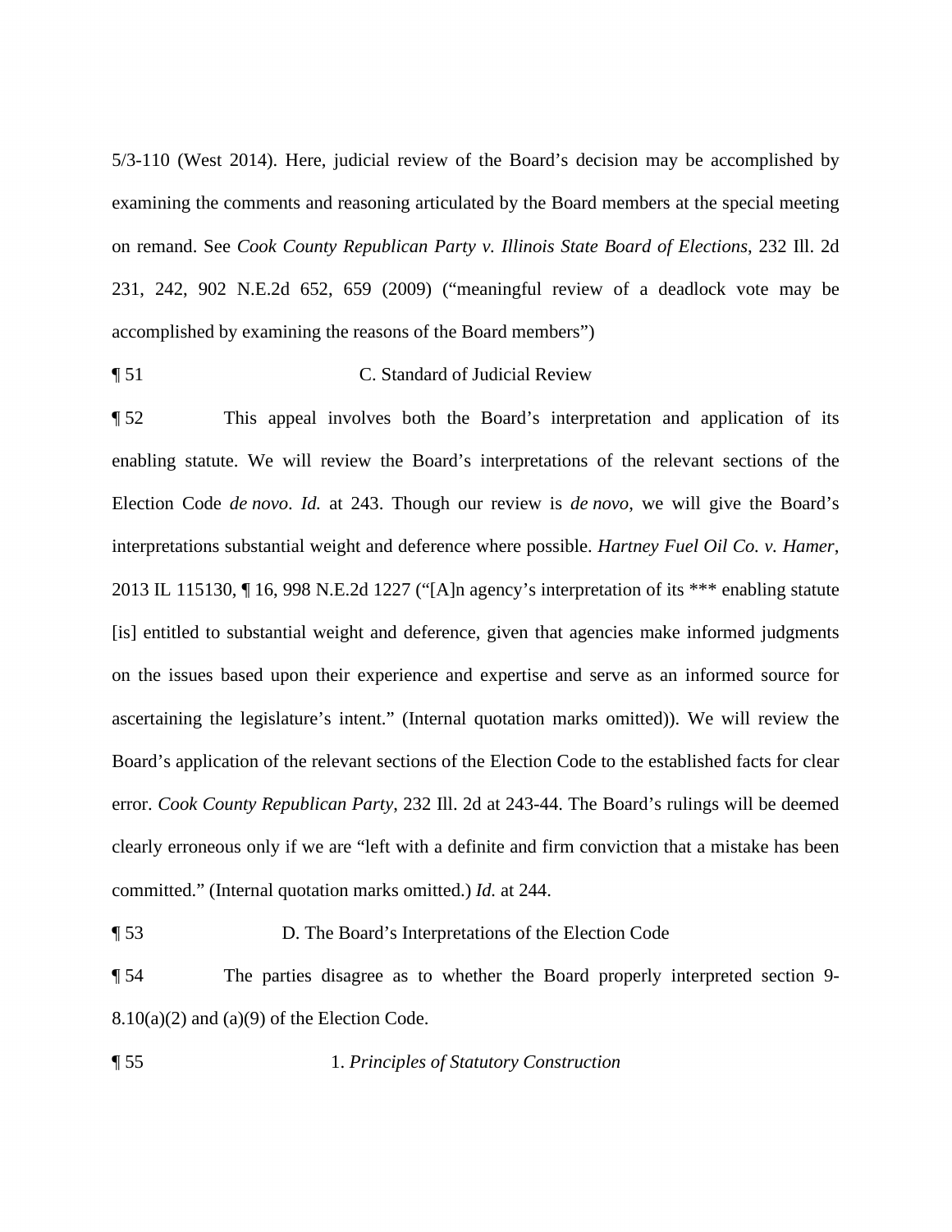5/3-110 (West 2014). Here, judicial review of the Board's decision may be accomplished by examining the comments and reasoning articulated by the Board members at the special meeting on remand. See *Cook County Republican Party v. Illinois State Board of Elections*, 232 Ill. 2d 231, 242, 902 N.E.2d 652, 659 (2009) ("meaningful review of a deadlock vote may be accomplished by examining the reasons of the Board members")

¶ 51 C. Standard of Judicial Review

¶ 52 This appeal involves both the Board's interpretation and application of its enabling statute. We will review the Board's interpretations of the relevant sections of the Election Code *de novo*. *Id.* at 243. Though our review is *de novo*, we will give the Board's interpretations substantial weight and deference where possible. *Hartney Fuel Oil Co. v. Hamer*, 2013 IL 115130, ¶ 16, 998 N.E.2d 1227 ("[A]n agency's interpretation of its *** enabling statute [is] entitled to substantial weight and deference, given that agencies make informed judgments on the issues based upon their experience and expertise and serve as an informed source for ascertaining the legislature's intent." (Internal quotation marks omitted)). We will review the Board's application of the relevant sections of the Election Code to the established facts for clear error. *Cook County Republican Party*, 232 Ill. 2d at 243-44. The Board's rulings will be deemed clearly erroneous only if we are "left with a definite and firm conviction that a mistake has been committed." (Internal quotation marks omitted.) *Id.* at 244.

¶ 53 D. The Board's Interpretations of the Election Code

¶ 54 The parties disagree as to whether the Board properly interpreted section 9-8.10(a)(2) and (a)(9) of the Election Code.

¶ 55 1. *Principles of Statutory Construction*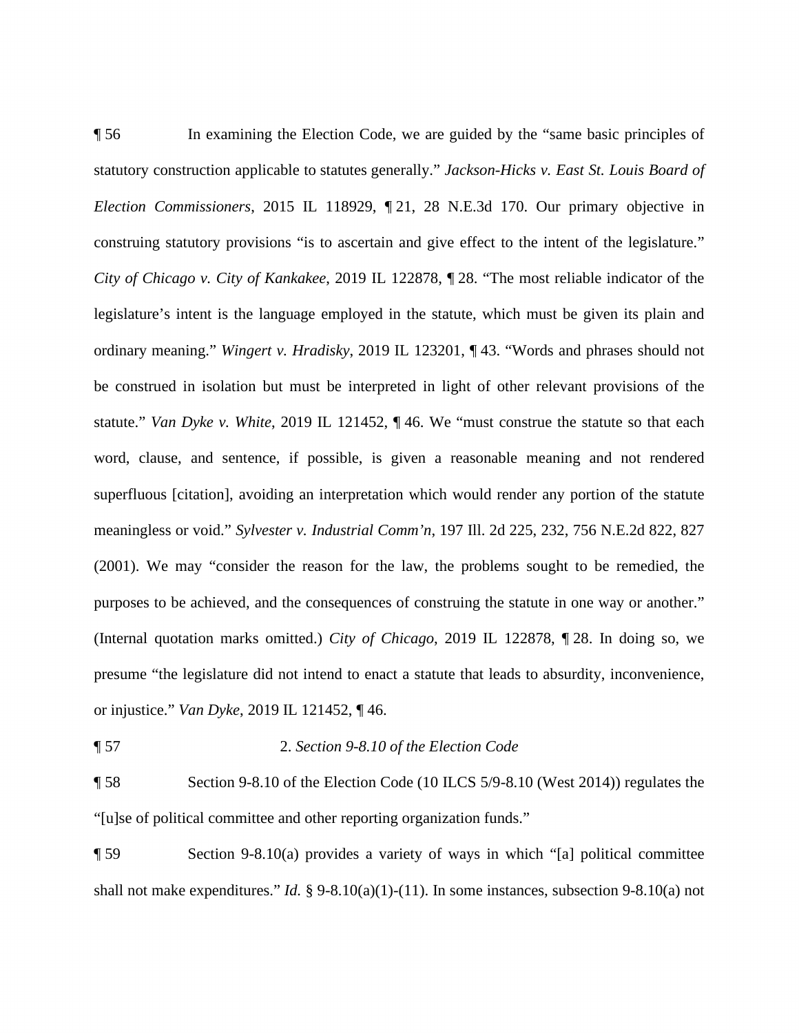¶ 56 In examining the Election Code, we are guided by the "same basic principles of statutory construction applicable to statutes generally." *Jackson-Hicks v. East St. Louis Board of Election Commissioners*, 2015 IL 118929, ¶ 21, 28 N.E.3d 170. Our primary objective in construing statutory provisions "is to ascertain and give effect to the intent of the legislature." *City of Chicago v. City of Kankakee*, 2019 IL 122878, ¶ 28. "The most reliable indicator of the legislature's intent is the language employed in the statute, which must be given its plain and ordinary meaning." *Wingert v. Hradisky*, 2019 IL 123201, ¶ 43. "Words and phrases should not be construed in isolation but must be interpreted in light of other relevant provisions of the statute." *Van Dyke v. White*, 2019 IL 121452, ¶ 46. We "must construe the statute so that each word, clause, and sentence, if possible, is given a reasonable meaning and not rendered superfluous [citation], avoiding an interpretation which would render any portion of the statute meaningless or void." *Sylvester v. Industrial Comm'n*, 197 Ill. 2d 225, 232, 756 N.E.2d 822, 827 (2001). We may "consider the reason for the law, the problems sought to be remedied, the purposes to be achieved, and the consequences of construing the statute in one way or another." (Internal quotation marks omitted.) *City of Chicago*, 2019 IL 122878, ¶ 28. In doing so, we presume "the legislature did not intend to enact a statute that leads to absurdity, inconvenience, or injustice." *Van Dyke*, 2019 IL 121452, ¶ 46.

¶ 57 2. *Section 9-8.10 of the Election Code*

¶ 58 Section 9-8.10 of the Election Code (10 ILCS 5/9-8.10 (West 2014)) regulates the "[u]se of political committee and other reporting organization funds."

¶ 59 Section 9-8.10(a) provides a variety of ways in which "[a] political committee shall not make expenditures." *Id.* § 9-8.10(a)(1)-(11). In some instances, subsection 9-8.10(a) not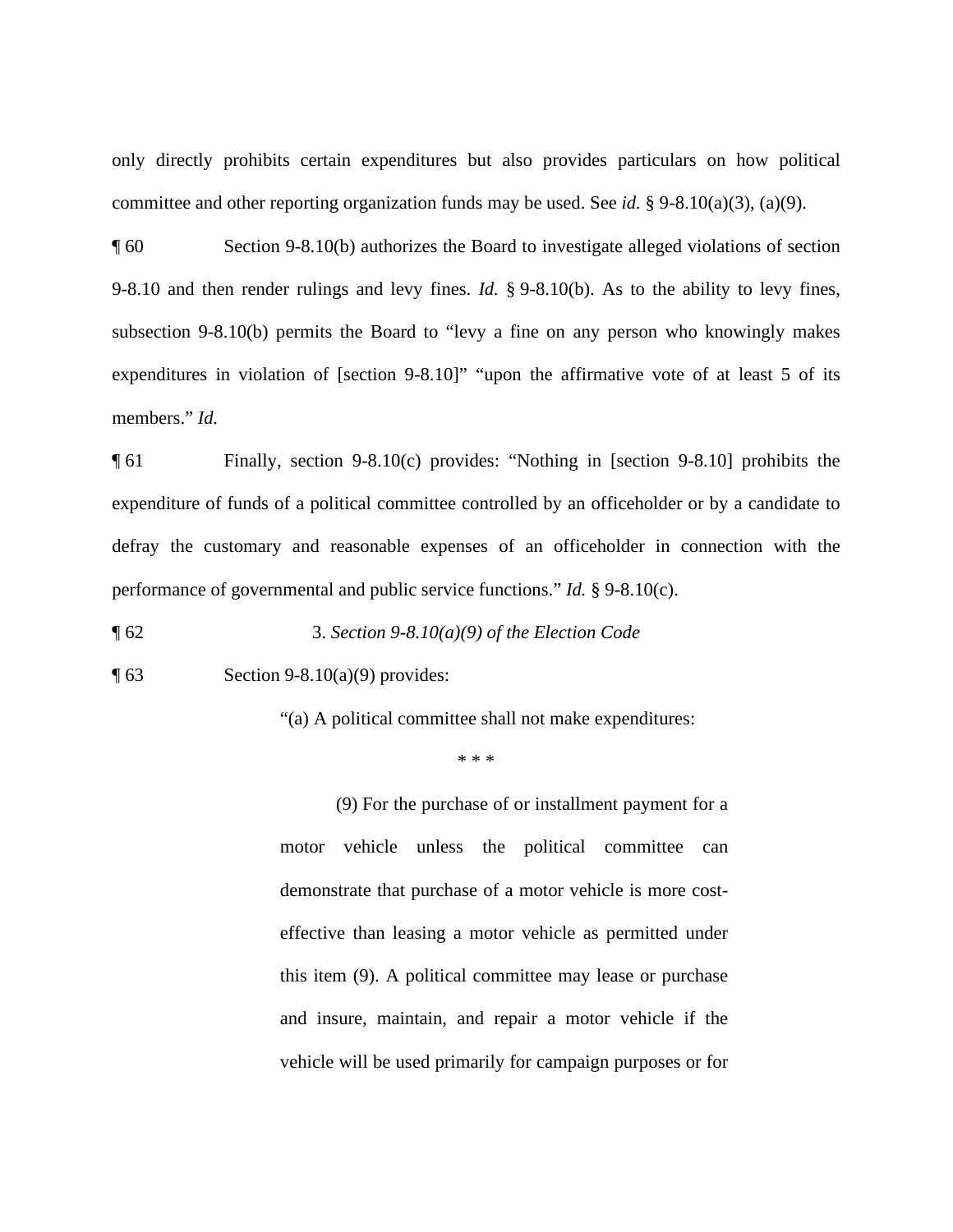only directly prohibits certain expenditures but also provides particulars on how political committee and other reporting organization funds may be used. See *id.* § 9-8.10(a)(3), (a)(9).

¶ 60 Section 9-8.10(b) authorizes the Board to investigate alleged violations of section 9-8.10 and then render rulings and levy fines. *Id.* § 9-8.10(b). As to the ability to levy fines, subsection 9-8.10(b) permits the Board to "levy a fine on any person who knowingly makes expenditures in violation of [section 9-8.10]" "upon the affirmative vote of at least 5 of its members." *Id.*

¶ 61 Finally, section 9-8.10(c) provides: "Nothing in [section 9-8.10] prohibits the expenditure of funds of a political committee controlled by an officeholder or by a candidate to defray the customary and reasonable expenses of an officeholder in connection with the performance of governmental and public service functions." *Id.* § 9-8.10(c).

¶ 62 3. *Section 9-8.10(a)(9) of the Election Code*

¶ 63 Section 9-8.10(a)(9) provides:

> "(a) A political committee shall not make expenditures:
>
> \* \* \*
>
> (9) For the purchase of or installment payment for a motor vehicle unless the political committee can demonstrate that purchase of a motor vehicle is more cost-effective than leasing a motor vehicle as permitted under this item (9). A political committee may lease or purchase and insure, maintain, and repair a motor vehicle if the vehicle will be used primarily for campaign purposes or for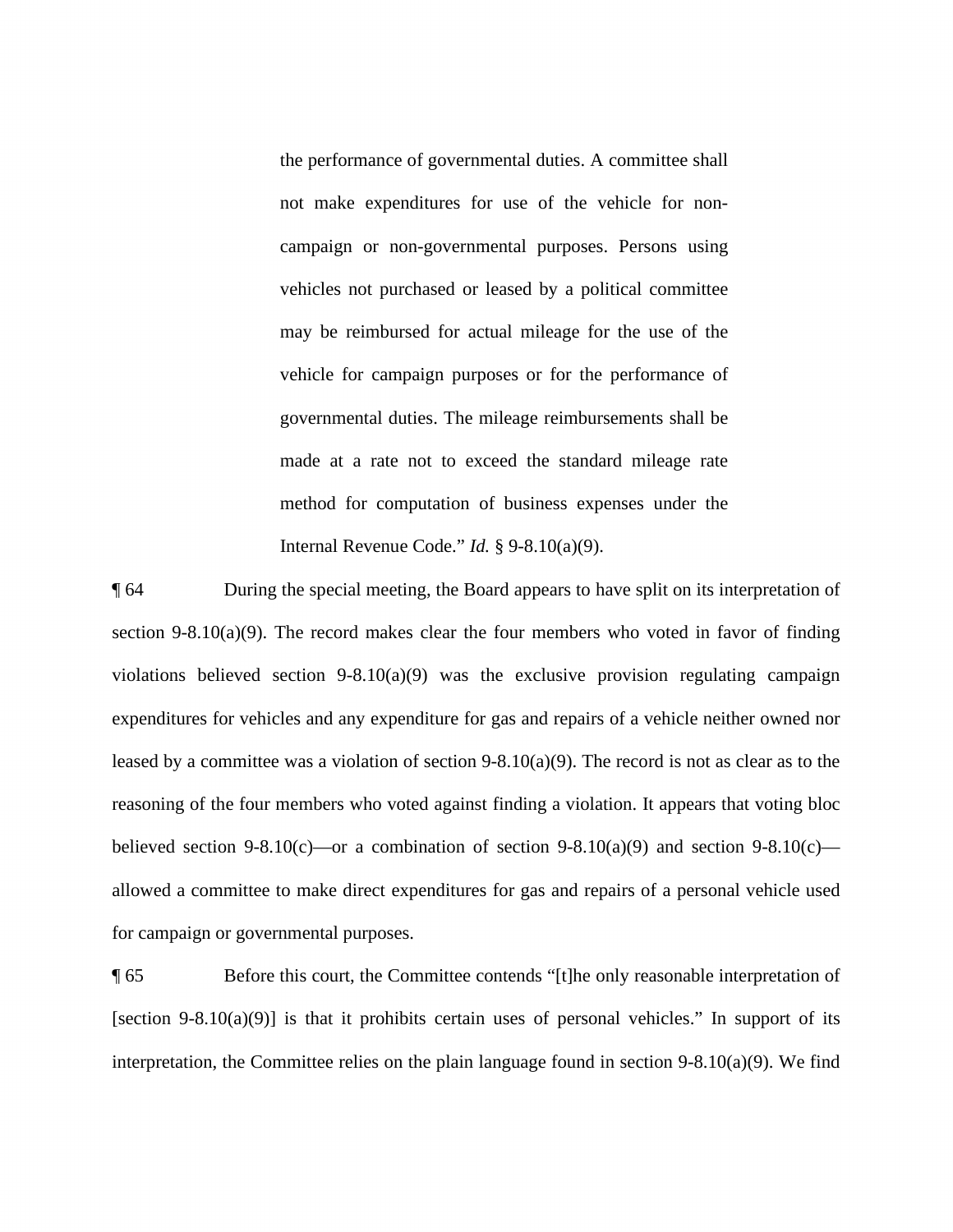> the performance of governmental duties. A committee shall not make expenditures for use of the vehicle for non-campaign or non-governmental purposes. Persons using vehicles not purchased or leased by a political committee may be reimbursed for actual mileage for the use of the vehicle for campaign purposes or for the performance of governmental duties. The mileage reimbursements shall be made at a rate not to exceed the standard mileage rate method for computation of business expenses under the Internal Revenue Code." *Id.* § 9-8.10(a)(9).

¶ 64 During the special meeting, the Board appears to have split on its interpretation of section 9-8.10(a)(9). The record makes clear the four members who voted in favor of finding violations believed section 9-8.10(a)(9) was the exclusive provision regulating campaign expenditures for vehicles and any expenditure for gas and repairs of a vehicle neither owned nor leased by a committee was a violation of section 9-8.10(a)(9). The record is not as clear as to the reasoning of the four members who voted against finding a violation. It appears that voting bloc believed section 9-8.10(c)—or a combination of section 9-8.10(a)(9) and section 9-8.10(c)—allowed a committee to make direct expenditures for gas and repairs of a personal vehicle used for campaign or governmental purposes.

¶ 65 Before this court, the Committee contends "[t]he only reasonable interpretation of [section 9-8.10(a)(9)] is that it prohibits certain uses of personal vehicles." In support of its interpretation, the Committee relies on the plain language found in section 9-8.10(a)(9). We find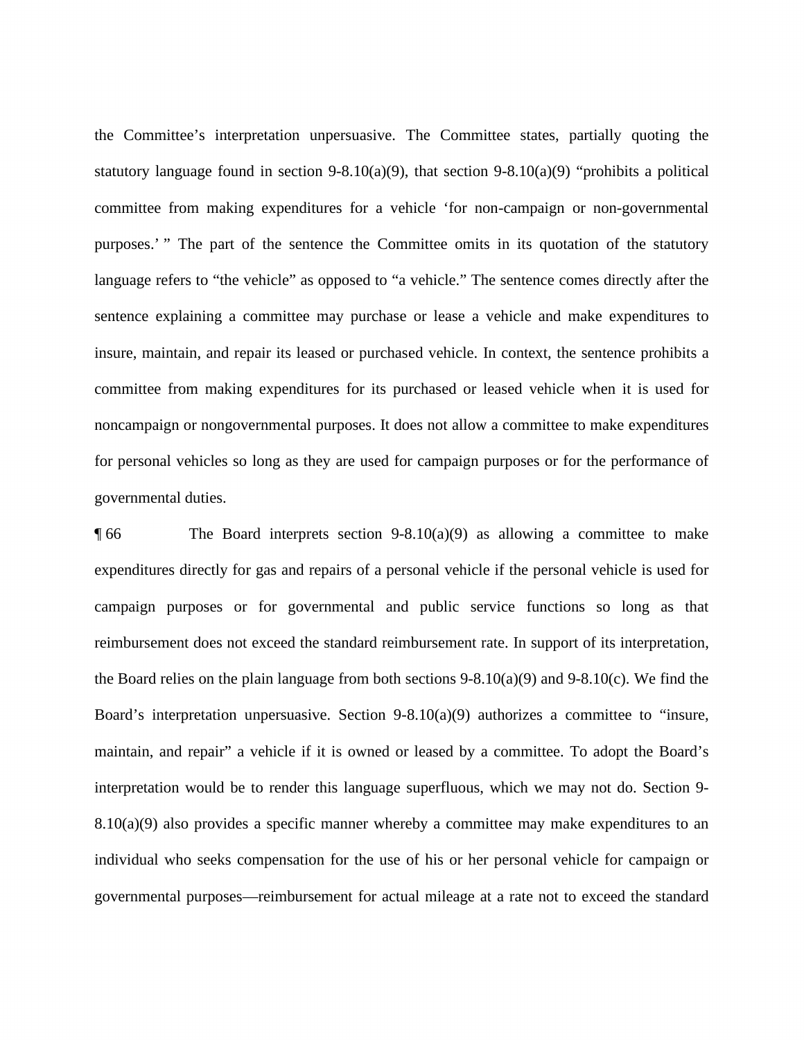the Committee's interpretation unpersuasive. The Committee states, partially quoting the statutory language found in section 9-8.10(a)(9), that section 9-8.10(a)(9) "prohibits a political committee from making expenditures for a vehicle 'for non-campaign or non-governmental purposes.' " The part of the sentence the Committee omits in its quotation of the statutory language refers to "the vehicle" as opposed to "a vehicle." The sentence comes directly after the sentence explaining a committee may purchase or lease a vehicle and make expenditures to insure, maintain, and repair its leased or purchased vehicle. In context, the sentence prohibits a committee from making expenditures for its purchased or leased vehicle when it is used for noncampaign or nongovernmental purposes. It does not allow a committee to make expenditures for personal vehicles so long as they are used for campaign purposes or for the performance of governmental duties.

¶ 66 The Board interprets section 9-8.10(a)(9) as allowing a committee to make expenditures directly for gas and repairs of a personal vehicle if the personal vehicle is used for campaign purposes or for governmental and public service functions so long as that reimbursement does not exceed the standard reimbursement rate. In support of its interpretation, the Board relies on the plain language from both sections 9-8.10(a)(9) and 9-8.10(c). We find the Board's interpretation unpersuasive. Section 9-8.10(a)(9) authorizes a committee to "insure, maintain, and repair" a vehicle if it is owned or leased by a committee. To adopt the Board's interpretation would be to render this language superfluous, which we may not do. Section 9-8.10(a)(9) also provides a specific manner whereby a committee may make expenditures to an individual who seeks compensation for the use of his or her personal vehicle for campaign or governmental purposes—reimbursement for actual mileage at a rate not to exceed the standard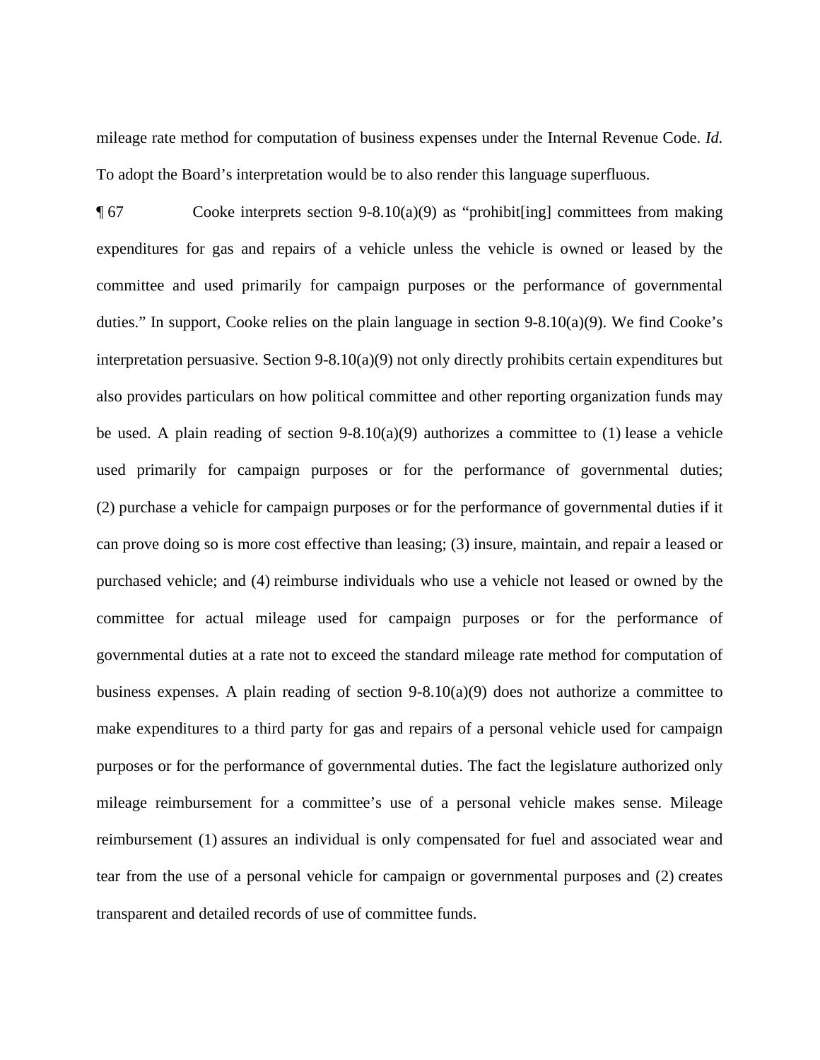mileage rate method for computation of business expenses under the Internal Revenue Code. *Id.* To adopt the Board's interpretation would be to also render this language superfluous.

¶ 67 Cooke interprets section 9-8.10(a)(9) as "prohibit[ing] committees from making expenditures for gas and repairs of a vehicle unless the vehicle is owned or leased by the committee and used primarily for campaign purposes or the performance of governmental duties." In support, Cooke relies on the plain language in section 9-8.10(a)(9). We find Cooke's interpretation persuasive. Section 9-8.10(a)(9) not only directly prohibits certain expenditures but also provides particulars on how political committee and other reporting organization funds may be used. A plain reading of section 9-8.10(a)(9) authorizes a committee to (1) lease a vehicle used primarily for campaign purposes or for the performance of governmental duties; (2) purchase a vehicle for campaign purposes or for the performance of governmental duties if it can prove doing so is more cost effective than leasing; (3) insure, maintain, and repair a leased or purchased vehicle; and (4) reimburse individuals who use a vehicle not leased or owned by the committee for actual mileage used for campaign purposes or for the performance of governmental duties at a rate not to exceed the standard mileage rate method for computation of business expenses. A plain reading of section 9-8.10(a)(9) does not authorize a committee to make expenditures to a third party for gas and repairs of a personal vehicle used for campaign purposes or for the performance of governmental duties. The fact the legislature authorized only mileage reimbursement for a committee's use of a personal vehicle makes sense. Mileage reimbursement (1) assures an individual is only compensated for fuel and associated wear and tear from the use of a personal vehicle for campaign or governmental purposes and (2) creates transparent and detailed records of use of committee funds.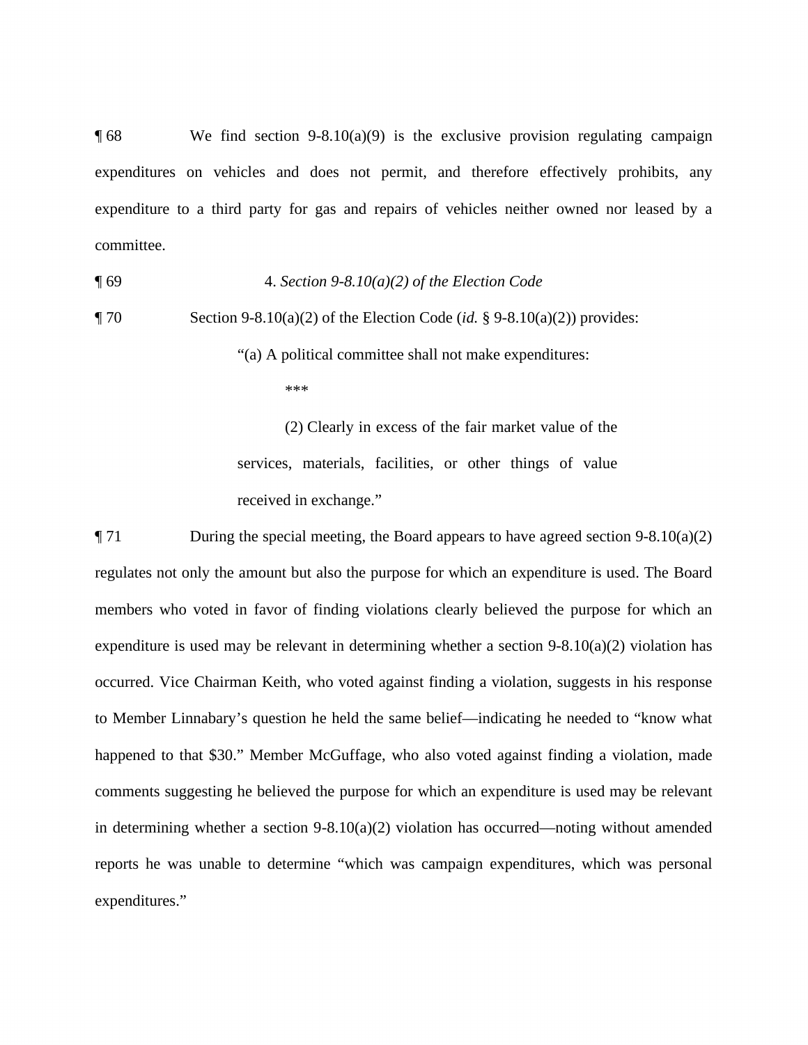¶ 68 We find section 9-8.10(a)(9) is the exclusive provision regulating campaign expenditures on vehicles and does not permit, and therefore effectively prohibits, any expenditure to a third party for gas and repairs of vehicles neither owned nor leased by a committee.

¶ 69 4. *Section 9-8.10(a)(2) of the Election Code*

¶ 70 Section 9-8.10(a)(2) of the Election Code (*id.* § 9-8.10(a)(2)) provides:

> "(a) A political committee shall not make expenditures:
>
> \*\*\*
>
> (2) Clearly in excess of the fair market value of the services, materials, facilities, or other things of value received in exchange."

¶ 71 During the special meeting, the Board appears to have agreed section 9-8.10(a)(2) regulates not only the amount but also the purpose for which an expenditure is used. The Board members who voted in favor of finding violations clearly believed the purpose for which an expenditure is used may be relevant in determining whether a section 9-8.10(a)(2) violation has occurred. Vice Chairman Keith, who voted against finding a violation, suggests in his response to Member Linnabary's question he held the same belief—indicating he needed to "know what happened to that $30." Member McGuffage, who also voted against finding a violation, made comments suggesting he believed the purpose for which an expenditure is used may be relevant in determining whether a section 9-8.10(a)(2) violation has occurred—noting without amended reports he was unable to determine "which was campaign expenditures, which was personal expenditures."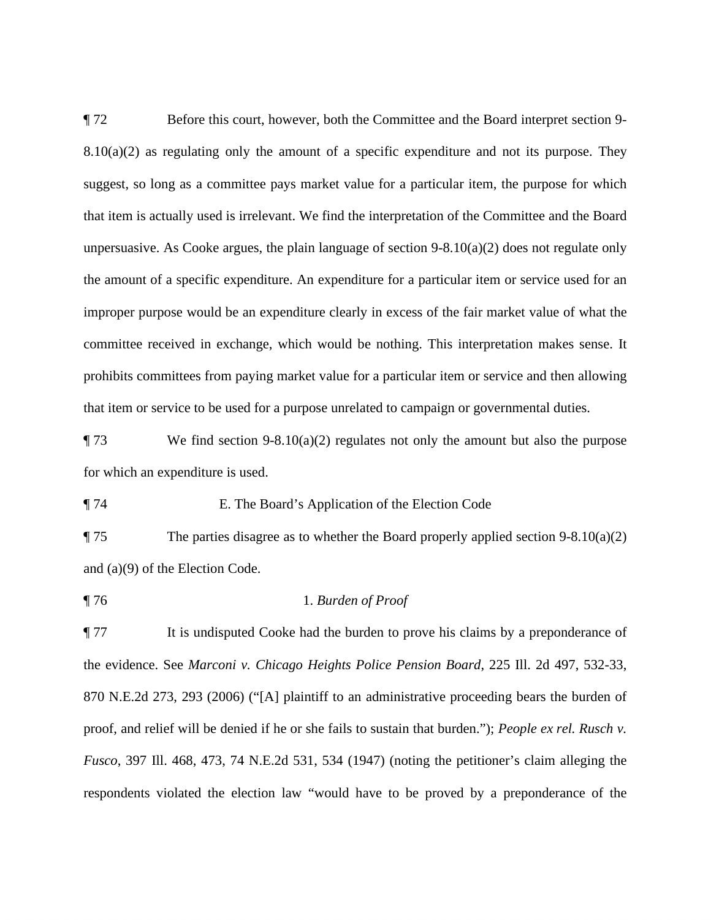¶ 72 Before this court, however, both the Committee and the Board interpret section 9-8.10(a)(2) as regulating only the amount of a specific expenditure and not its purpose. They suggest, so long as a committee pays market value for a particular item, the purpose for which that item is actually used is irrelevant. We find the interpretation of the Committee and the Board unpersuasive. As Cooke argues, the plain language of section 9-8.10(a)(2) does not regulate only the amount of a specific expenditure. An expenditure for a particular item or service used for an improper purpose would be an expenditure clearly in excess of the fair market value of what the committee received in exchange, which would be nothing. This interpretation makes sense. It prohibits committees from paying market value for a particular item or service and then allowing that item or service to be used for a purpose unrelated to campaign or governmental duties.

¶ 73 We find section 9-8.10(a)(2) regulates not only the amount but also the purpose for which an expenditure is used.

¶ 74 E. The Board's Application of the Election Code

¶ 75 The parties disagree as to whether the Board properly applied section 9-8.10(a)(2) and (a)(9) of the Election Code.

¶ 76 1. *Burden of Proof*

¶ 77 It is undisputed Cooke had the burden to prove his claims by a preponderance of the evidence. See *Marconi v. Chicago Heights Police Pension Board*, 225 Ill. 2d 497, 532-33, 870 N.E.2d 273, 293 (2006) ("[A] plaintiff to an administrative proceeding bears the burden of proof, and relief will be denied if he or she fails to sustain that burden."); *People ex rel. Rusch v. Fusco*, 397 Ill. 468, 473, 74 N.E.2d 531, 534 (1947) (noting the petitioner's claim alleging the respondents violated the election law "would have to be proved by a preponderance of the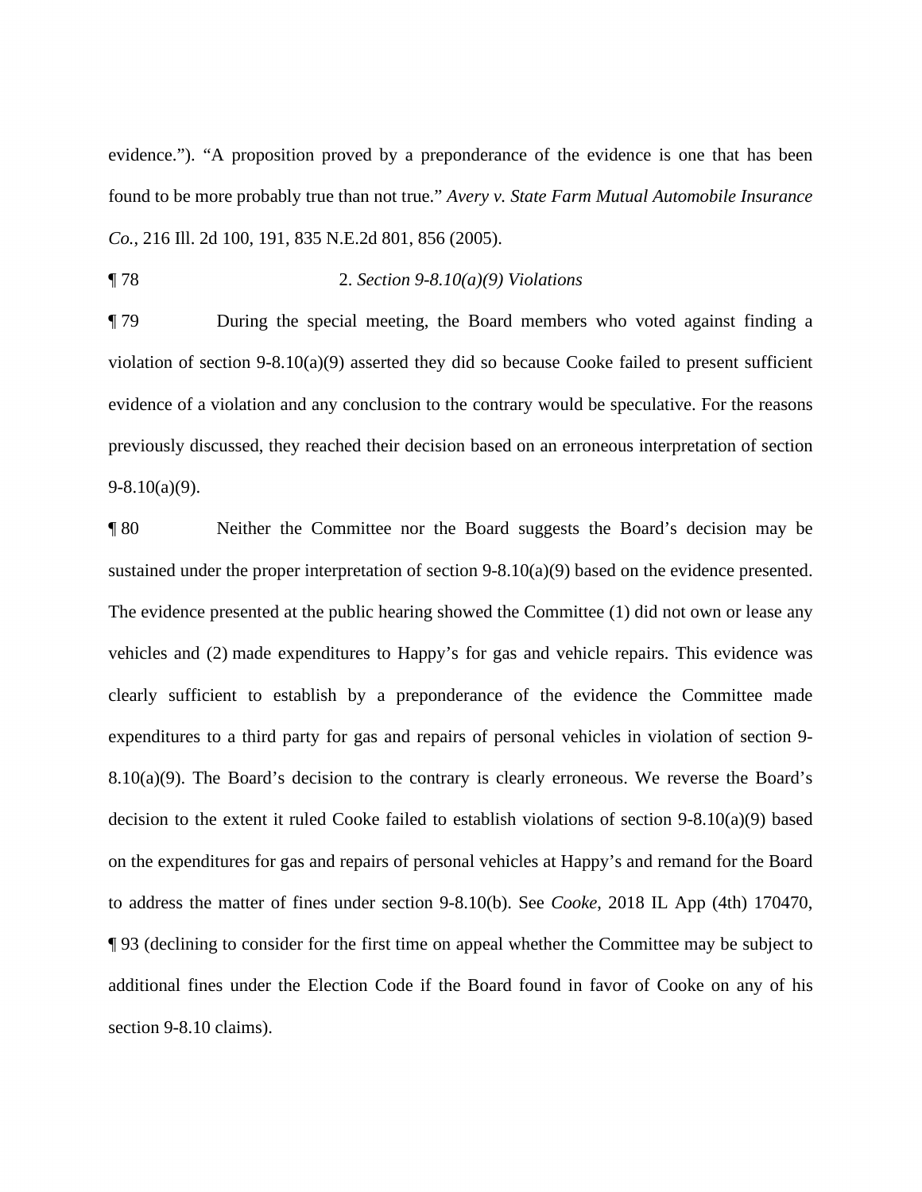evidence."). "A proposition proved by a preponderance of the evidence is one that has been found to be more probably true than not true." *Avery v. State Farm Mutual Automobile Insurance Co.*, 216 Ill. 2d 100, 191, 835 N.E.2d 801, 856 (2005).

¶ 78 2. *Section 9-8.10(a)(9) Violations*

¶ 79 During the special meeting, the Board members who voted against finding a violation of section 9-8.10(a)(9) asserted they did so because Cooke failed to present sufficient evidence of a violation and any conclusion to the contrary would be speculative. For the reasons previously discussed, they reached their decision based on an erroneous interpretation of section 9-8.10(a)(9).

¶ 80 Neither the Committee nor the Board suggests the Board's decision may be sustained under the proper interpretation of section 9-8.10(a)(9) based on the evidence presented. The evidence presented at the public hearing showed the Committee (1) did not own or lease any vehicles and (2) made expenditures to Happy's for gas and vehicle repairs. This evidence was clearly sufficient to establish by a preponderance of the evidence the Committee made expenditures to a third party for gas and repairs of personal vehicles in violation of section 9-8.10(a)(9). The Board's decision to the contrary is clearly erroneous. We reverse the Board's decision to the extent it ruled Cooke failed to establish violations of section 9-8.10(a)(9) based on the expenditures for gas and repairs of personal vehicles at Happy's and remand for the Board to address the matter of fines under section 9-8.10(b). See *Cooke*, 2018 IL App (4th) 170470, ¶ 93 (declining to consider for the first time on appeal whether the Committee may be subject to additional fines under the Election Code if the Board found in favor of Cooke on any of his section 9-8.10 claims).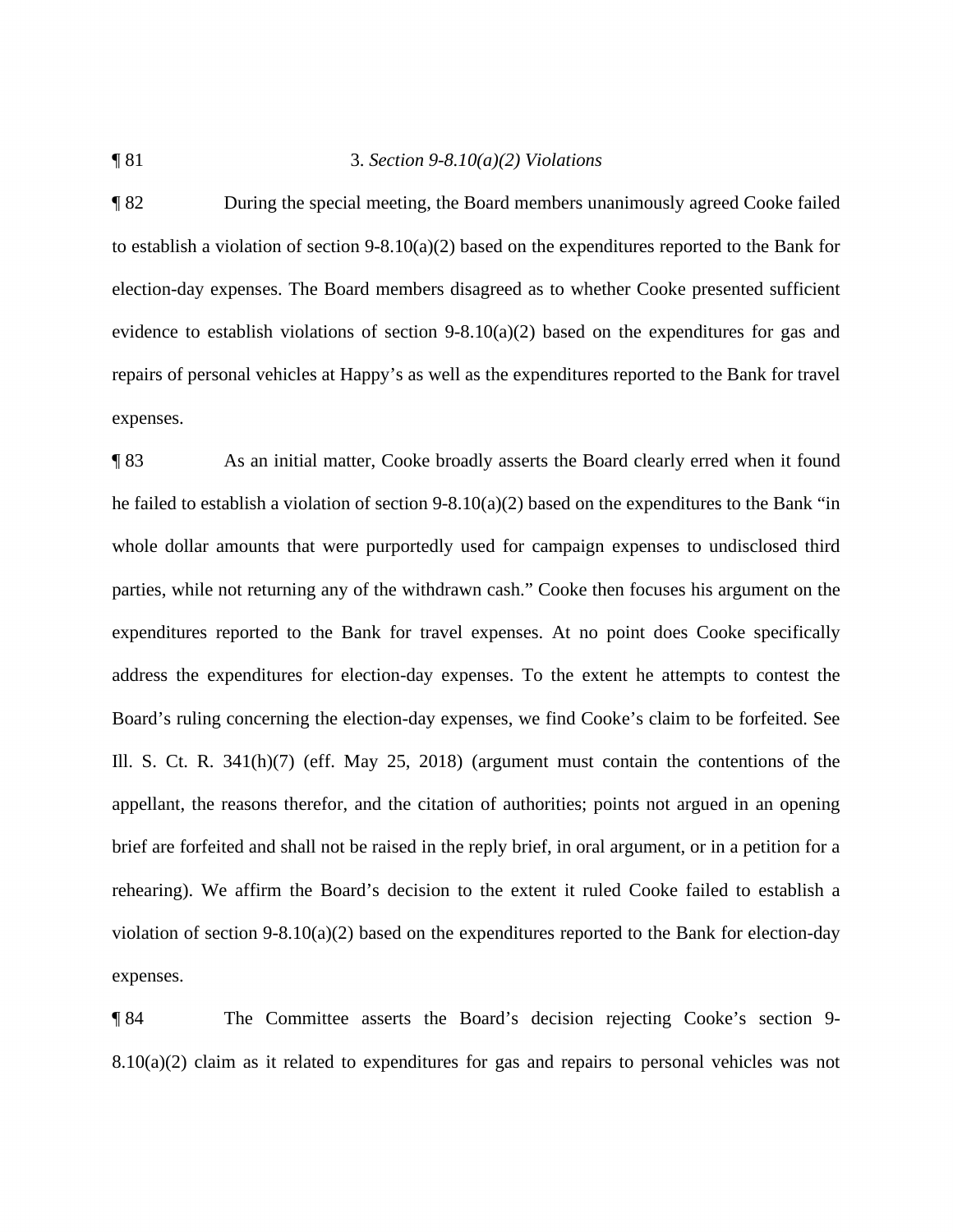¶ 81 3. *Section 9-8.10(a)(2) Violations*

¶ 82 During the special meeting, the Board members unanimously agreed Cooke failed to establish a violation of section 9-8.10(a)(2) based on the expenditures reported to the Bank for election-day expenses. The Board members disagreed as to whether Cooke presented sufficient evidence to establish violations of section 9-8.10(a)(2) based on the expenditures for gas and repairs of personal vehicles at Happy's as well as the expenditures reported to the Bank for travel expenses.

¶ 83 As an initial matter, Cooke broadly asserts the Board clearly erred when it found he failed to establish a violation of section 9-8.10(a)(2) based on the expenditures to the Bank "in whole dollar amounts that were purportedly used for campaign expenses to undisclosed third parties, while not returning any of the withdrawn cash." Cooke then focuses his argument on the expenditures reported to the Bank for travel expenses. At no point does Cooke specifically address the expenditures for election-day expenses. To the extent he attempts to contest the Board's ruling concerning the election-day expenses, we find Cooke's claim to be forfeited. See Ill. S. Ct. R. 341(h)(7) (eff. May 25, 2018) (argument must contain the contentions of the appellant, the reasons therefor, and the citation of authorities; points not argued in an opening brief are forfeited and shall not be raised in the reply brief, in oral argument, or in a petition for a rehearing). We affirm the Board's decision to the extent it ruled Cooke failed to establish a violation of section 9-8.10(a)(2) based on the expenditures reported to the Bank for election-day expenses.

¶ 84 The Committee asserts the Board's decision rejecting Cooke's section 9-8.10(a)(2) claim as it related to expenditures for gas and repairs to personal vehicles was not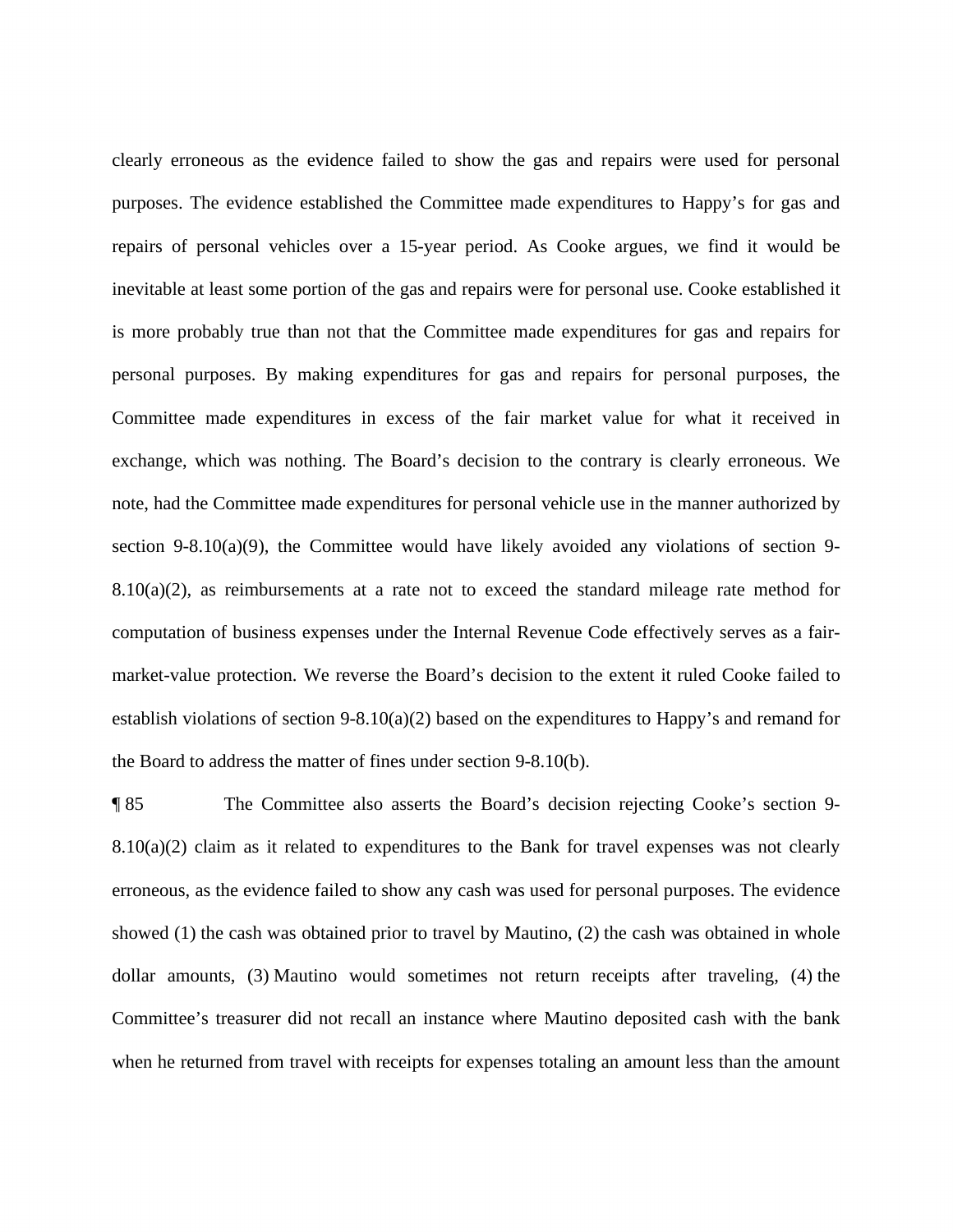clearly erroneous as the evidence failed to show the gas and repairs were used for personal purposes. The evidence established the Committee made expenditures to Happy's for gas and repairs of personal vehicles over a 15-year period. As Cooke argues, we find it would be inevitable at least some portion of the gas and repairs were for personal use. Cooke established it is more probably true than not that the Committee made expenditures for gas and repairs for personal purposes. By making expenditures for gas and repairs for personal purposes, the Committee made expenditures in excess of the fair market value for what it received in exchange, which was nothing. The Board's decision to the contrary is clearly erroneous. We note, had the Committee made expenditures for personal vehicle use in the manner authorized by section 9-8.10(a)(9), the Committee would have likely avoided any violations of section 9-8.10(a)(2), as reimbursements at a rate not to exceed the standard mileage rate method for computation of business expenses under the Internal Revenue Code effectively serves as a fair-market-value protection. We reverse the Board's decision to the extent it ruled Cooke failed to establish violations of section 9-8.10(a)(2) based on the expenditures to Happy's and remand for the Board to address the matter of fines under section 9-8.10(b).

¶ 85 The Committee also asserts the Board's decision rejecting Cooke's section 9-8.10(a)(2) claim as it related to expenditures to the Bank for travel expenses was not clearly erroneous, as the evidence failed to show any cash was used for personal purposes. The evidence showed (1) the cash was obtained prior to travel by Mautino, (2) the cash was obtained in whole dollar amounts, (3) Mautino would sometimes not return receipts after traveling, (4) the Committee's treasurer did not recall an instance where Mautino deposited cash with the bank when he returned from travel with receipts for expenses totaling an amount less than the amount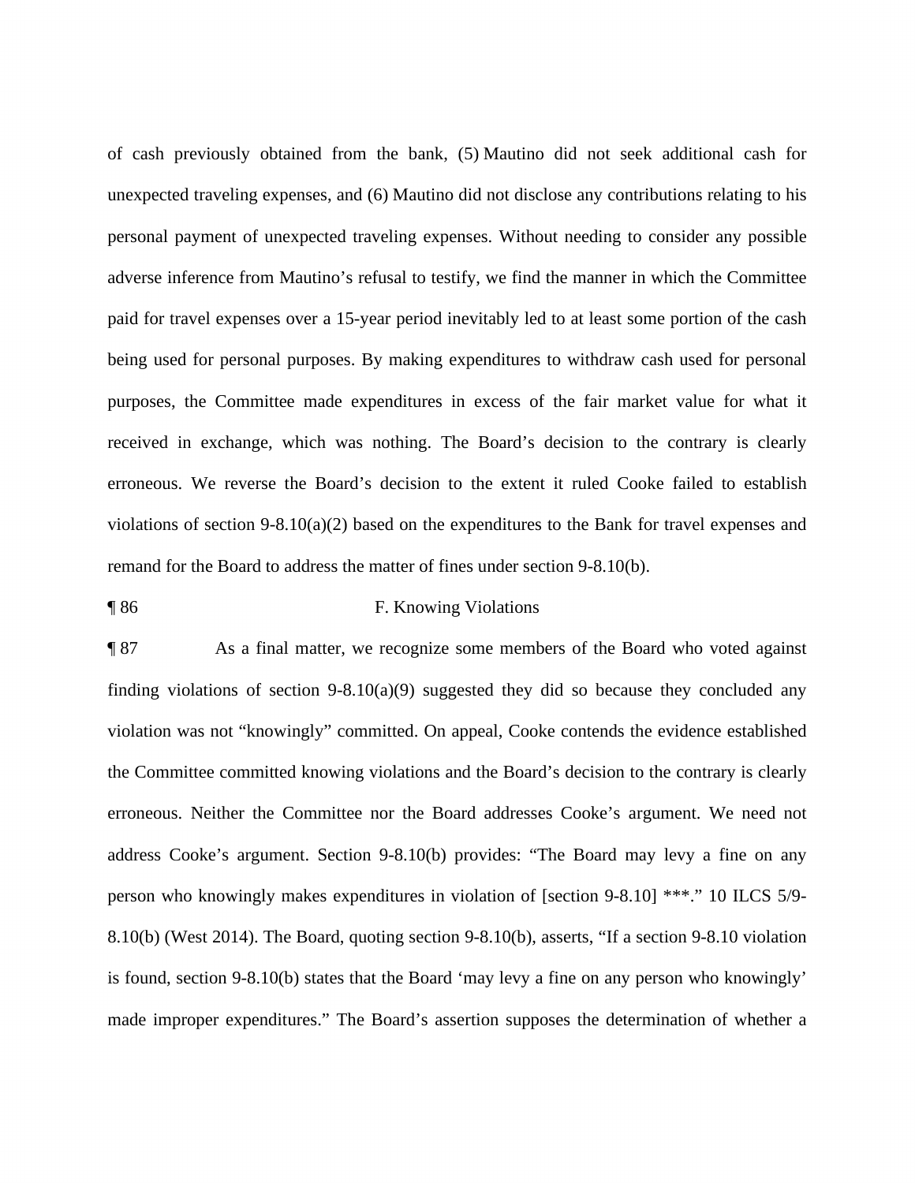of cash previously obtained from the bank, (5) Mautino did not seek additional cash for unexpected traveling expenses, and (6) Mautino did not disclose any contributions relating to his personal payment of unexpected traveling expenses. Without needing to consider any possible adverse inference from Mautino's refusal to testify, we find the manner in which the Committee paid for travel expenses over a 15-year period inevitably led to at least some portion of the cash being used for personal purposes. By making expenditures to withdraw cash used for personal purposes, the Committee made expenditures in excess of the fair market value for what it received in exchange, which was nothing. The Board's decision to the contrary is clearly erroneous. We reverse the Board's decision to the extent it ruled Cooke failed to establish violations of section 9-8.10(a)(2) based on the expenditures to the Bank for travel expenses and remand for the Board to address the matter of fines under section 9-8.10(b).

¶ 86 F. Knowing Violations

¶ 87 As a final matter, we recognize some members of the Board who voted against finding violations of section 9-8.10(a)(9) suggested they did so because they concluded any violation was not "knowingly" committed. On appeal, Cooke contends the evidence established the Committee committed knowing violations and the Board's decision to the contrary is clearly erroneous. Neither the Committee nor the Board addresses Cooke's argument. We need not address Cooke's argument. Section 9-8.10(b) provides: "The Board may levy a fine on any person who knowingly makes expenditures in violation of [section 9-8.10] ***." 10 ILCS 5/9-8.10(b) (West 2014). The Board, quoting section 9-8.10(b), asserts, "If a section 9-8.10 violation is found, section 9-8.10(b) states that the Board 'may levy a fine on any person who knowingly' made improper expenditures." The Board's assertion supposes the determination of whether a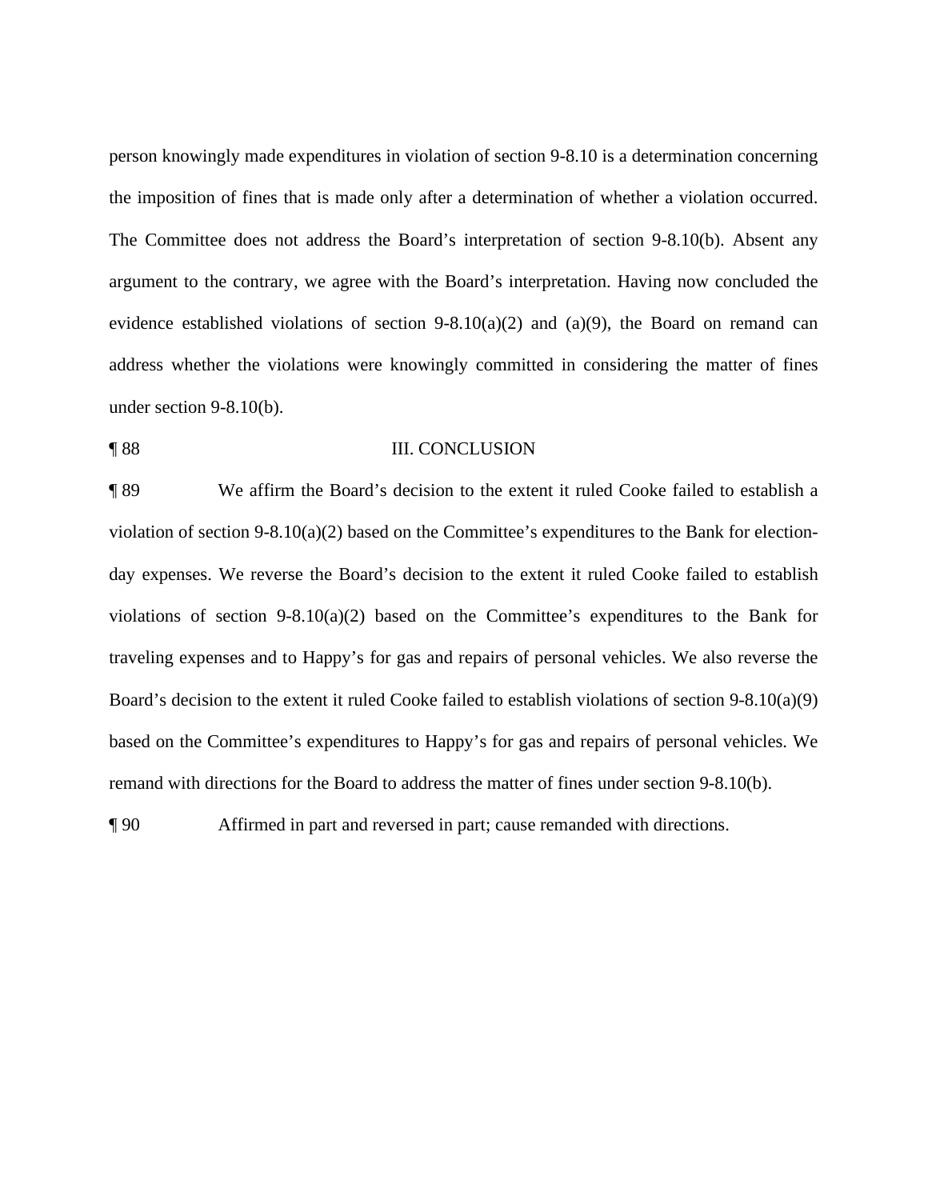person knowingly made expenditures in violation of section 9-8.10 is a determination concerning the imposition of fines that is made only after a determination of whether a violation occurred. The Committee does not address the Board's interpretation of section 9-8.10(b). Absent any argument to the contrary, we agree with the Board's interpretation. Having now concluded the evidence established violations of section 9-8.10(a)(2) and (a)(9), the Board on remand can address whether the violations were knowingly committed in considering the matter of fines under section 9-8.10(b).

¶ 88 III. CONCLUSION

¶ 89 We affirm the Board's decision to the extent it ruled Cooke failed to establish a violation of section 9-8.10(a)(2) based on the Committee's expenditures to the Bank for election-day expenses. We reverse the Board's decision to the extent it ruled Cooke failed to establish violations of section 9-8.10(a)(2) based on the Committee's expenditures to the Bank for traveling expenses and to Happy's for gas and repairs of personal vehicles. We also reverse the Board's decision to the extent it ruled Cooke failed to establish violations of section 9-8.10(a)(9) based on the Committee's expenditures to Happy's for gas and repairs of personal vehicles. We remand with directions for the Board to address the matter of fines under section 9-8.10(b).

¶ 90 Affirmed in part and reversed in part; cause remanded with directions.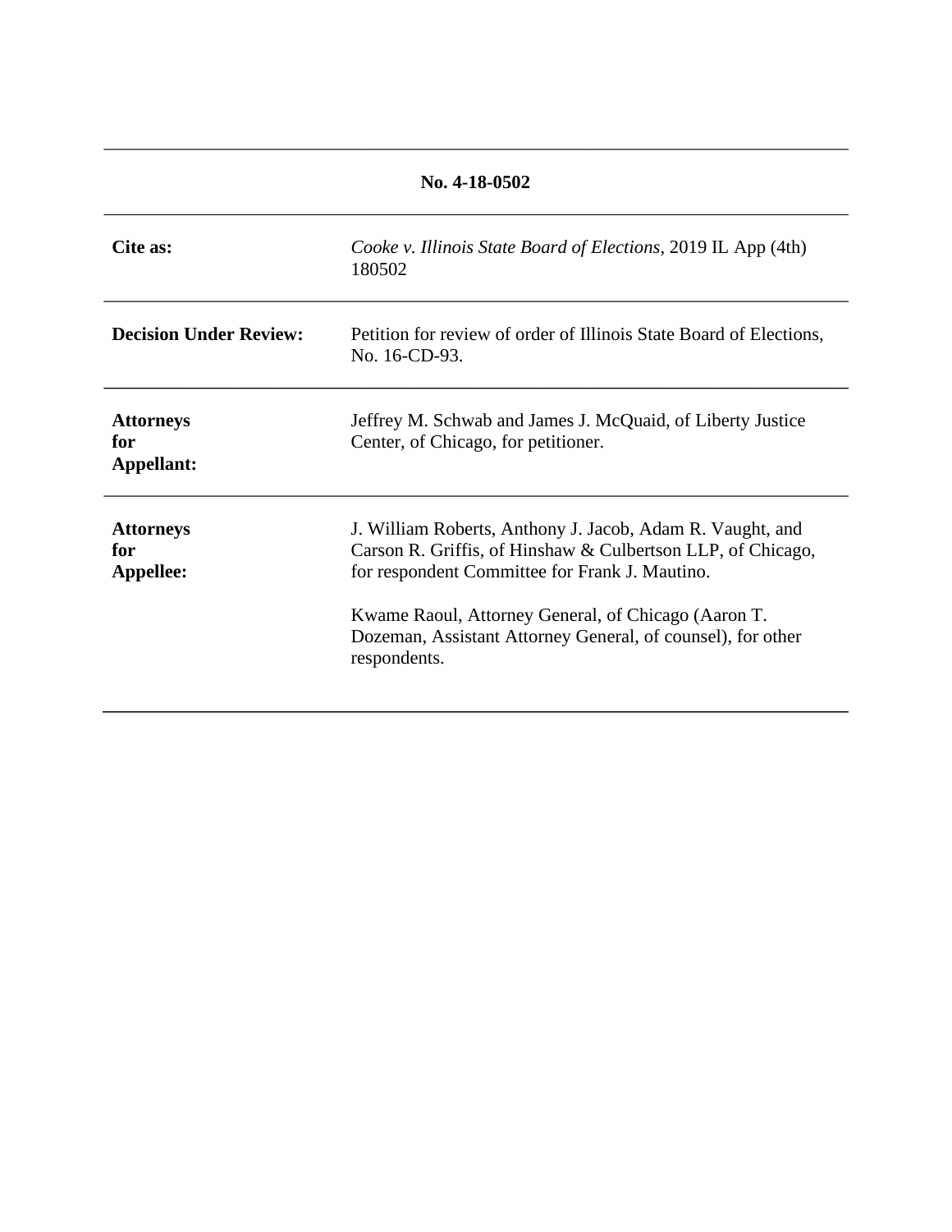**No. 4-18-0502**

| | |
|---|---|
| **Cite as:** | *Cooke v. Illinois State Board of Elections*, 2019 IL App (4th) 180502 |
| **Decision Under Review:** | Petition for review of order of Illinois State Board of Elections, No. 16-CD-93. |
| **Attorneys for Appellant:** | Jeffrey M. Schwab and James J. McQuaid, of Liberty Justice Center, of Chicago, for petitioner. |
| **Attorneys for Appellee:** | J. William Roberts, Anthony J. Jacob, Adam R. Vaught, and Carson R. Griffis, of Hinshaw & Culbertson LLP, of Chicago, for respondent Committee for Frank J. Mautino.<br><br>Kwame Raoul, Attorney General, of Chicago (Aaron T. Dozeman, Assistant Attorney General, of counsel), for other respondents. |